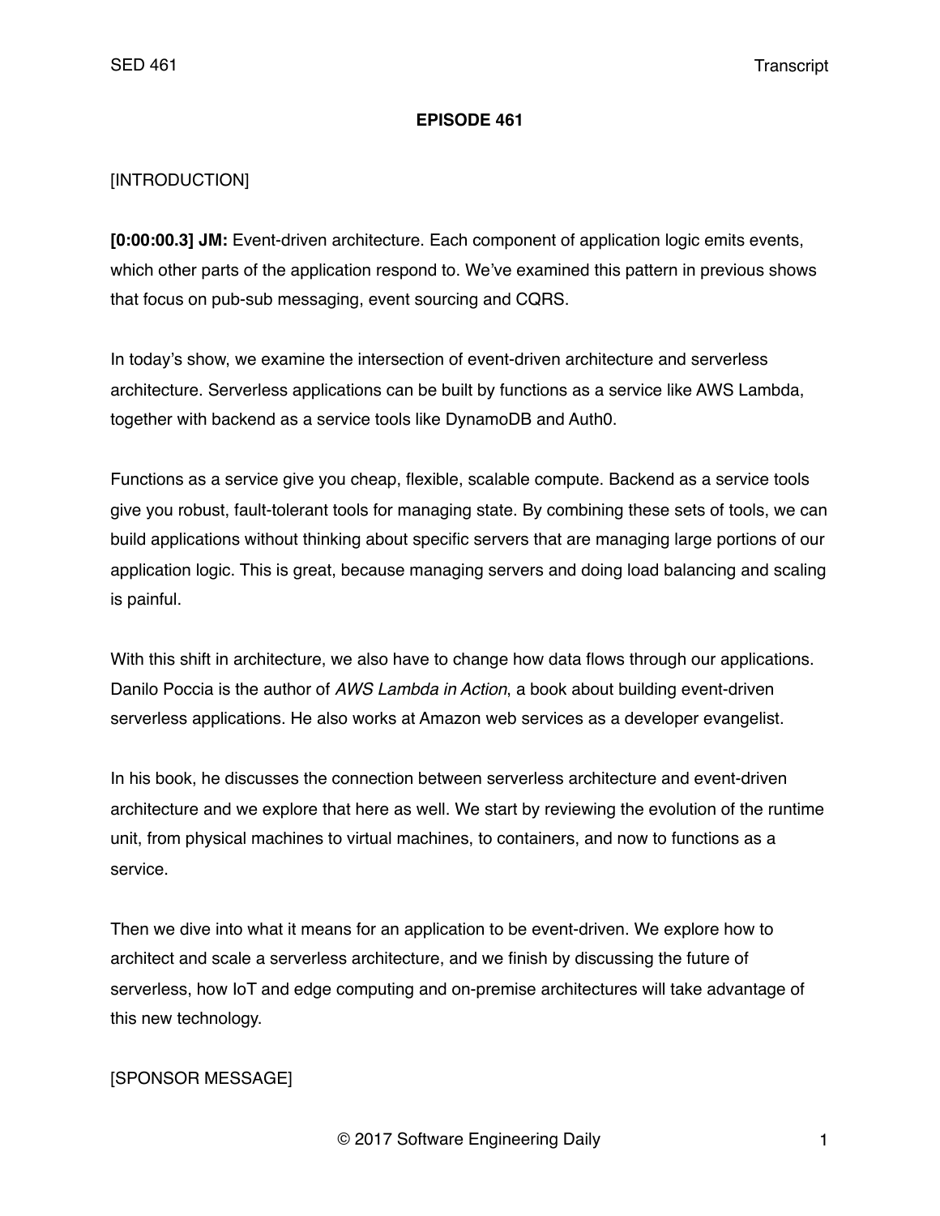# EPISODE 461

[INTRODUCTION]

**[0:00:00.3] JM:** Event-driven architecture. Each component of application logic emits events, which other parts of the application respond to. We've examined this pattern in previous shows that focus on pub-sub messaging, event sourcing and CQRS.

In today's show, we examine the intersection of event-driven architecture and serverless architecture. Serverless applications can be built by functions as a service like AWS Lambda, together with backend as a service tools like DynamoDB and Auth0.

Functions as a service give you cheap, flexible, scalable compute. Backend as a service tools give you robust, fault-tolerant tools for managing state. By combining these sets of tools, we can build applications without thinking about specific servers that are managing large portions of our application logic. This is great, because managing servers and doing load balancing and scaling is painful.

With this shift in architecture, we also have to change how data flows through our applications. Danilo Poccia is the author of *AWS Lambda in Action*, a book about building event-driven serverless applications. He also works at Amazon web services as a developer evangelist.

In his book, he discusses the connection between serverless architecture and event-driven architecture and we explore that here as well. We start by reviewing the evolution of the runtime unit, from physical machines to virtual machines, to containers, and now to functions as a service.

Then we dive into what it means for an application to be event-driven. We explore how to architect and scale a serverless architecture, and we finish by discussing the future of serverless, how IoT and edge computing and on-premise architectures will take advantage of this new technology.

[SPONSOR MESSAGE]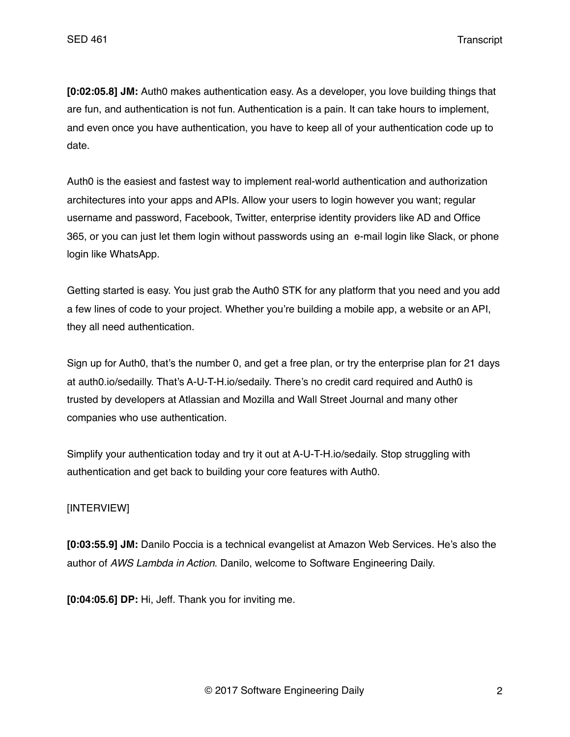**[0:02:05.8] JM:** Auth0 makes authentication easy. As a developer, you love building things that are fun, and authentication is not fun. Authentication is a pain. It can take hours to implement, and even once you have authentication, you have to keep all of your authentication code up to date.

Auth0 is the easiest and fastest way to implement real-world authentication and authorization architectures into your apps and APIs. Allow your users to login however you want; regular username and password, Facebook, Twitter, enterprise identity providers like AD and Office 365, or you can just let them login without passwords using an  e-mail login like Slack, or phone login like WhatsApp.

Getting started is easy. You just grab the Auth0 STK for any platform that you need and you add a few lines of code to your project. Whether you're building a mobile app, a website or an API, they all need authentication.

Sign up for Auth0, that's the number 0, and get a free plan, or try the enterprise plan for 21 days at auth0.io/sedaily. That's A-U-T-H.io/sedaily. There's no credit card required and Auth0 is trusted by developers at Atlassian and Mozilla and Wall Street Journal and many other companies who use authentication.

Simplify your authentication today and try it out at A-U-T-H.io/sedaily. Stop struggling with authentication and get back to building your core features with Auth0.

[INTERVIEW]

**[0:03:55.9] JM:** Danilo Poccia is a technical evangelist at Amazon Web Services. He's also the author of *AWS Lambda in Action*. Danilo, welcome to Software Engineering Daily.

**[0:04:05.6] DP:** Hi, Jeff. Thank you for inviting me.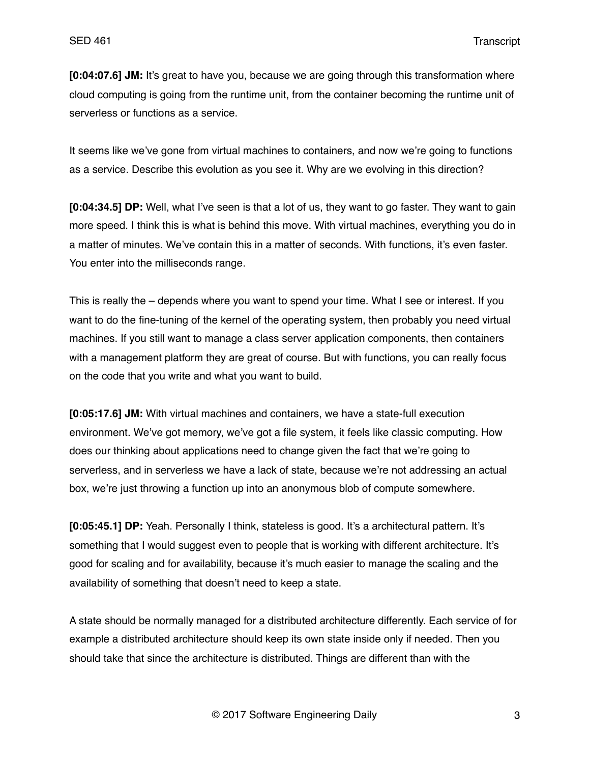**[0:04:07.6] JM:** It's great to have you, because we are going through this transformation where cloud computing is going from the runtime unit, from the container becoming the runtime unit of serverless or functions as a service.

It seems like we've gone from virtual machines to containers, and now we're going to functions as a service. Describe this evolution as you see it. Why are we evolving in this direction?

**[0:04:34.5] DP:** Well, what I've seen is that a lot of us, they want to go faster. They want to gain more speed. I think this is what is behind this move. With virtual machines, everything you do in a matter of minutes. We've contain this in a matter of seconds. With functions, it's even faster. You enter into the milliseconds range.

This is really the – depends where you want to spend your time. What I see or interest. If you want to do the fine-tuning of the kernel of the operating system, then probably you need virtual machines. If you still want to manage a class server application components, then containers with a management platform they are great of course. But with functions, you can really focus on the code that you write and what you want to build.

**[0:05:17.6] JM:** With virtual machines and containers, we have a state-full execution environment. We've got memory, we've got a file system, it feels like classic computing. How does our thinking about applications need to change given the fact that we're going to serverless, and in serverless we have a lack of state, because we're not addressing an actual box, we're just throwing a function up into an anonymous blob of compute somewhere.

**[0:05:45.1] DP:** Yeah. Personally I think, stateless is good. It's a architectural pattern. It's something that I would suggest even to people that is working with different architecture. It's good for scaling and for availability, because it's much easier to manage the scaling and the availability of something that doesn't need to keep a state.

A state should be normally managed for a distributed architecture differently. Each service of for example a distributed architecture should keep its own state inside only if needed. Then you should take that since the architecture is distributed. Things are different than with the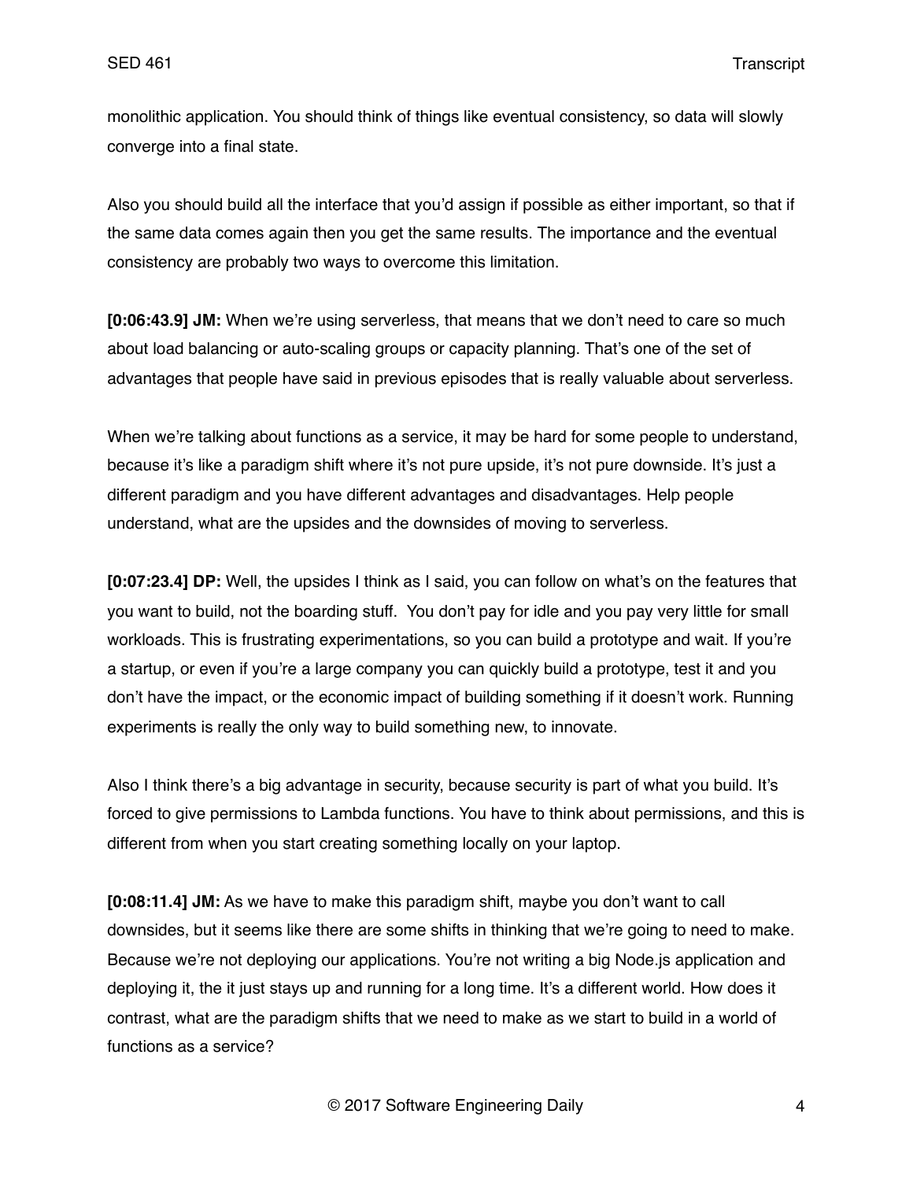monolithic application. You should think of things like eventual consistency, so data will slowly converge into a final state.

Also you should build all the interface that you'd assign if possible as either important, so that if the same data comes again then you get the same results. The importance and the eventual consistency are probably two ways to overcome this limitation.

**[0:06:43.9] JM:** When we're using serverless, that means that we don't need to care so much about load balancing or auto-scaling groups or capacity planning. That's one of the set of advantages that people have said in previous episodes that is really valuable about serverless.

When we're talking about functions as a service, it may be hard for some people to understand, because it's like a paradigm shift where it's not pure upside, it's not pure downside. It's just a different paradigm and you have different advantages and disadvantages. Help people understand, what are the upsides and the downsides of moving to serverless.

**[0:07:23.4] DP:** Well, the upsides I think as I said, you can follow on what's on the features that you want to build, not the boarding stuff. You don't pay for idle and you pay very little for small workloads. This is frustrating experimentations, so you can build a prototype and wait. If you're a startup, or even if you're a large company you can quickly build a prototype, test it and you don't have the impact, or the economic impact of building something if it doesn't work. Running experiments is really the only way to build something new, to innovate.

Also I think there's a big advantage in security, because security is part of what you build. It's forced to give permissions to Lambda functions. You have to think about permissions, and this is different from when you start creating something locally on your laptop.

**[0:08:11.4] JM:** As we have to make this paradigm shift, maybe you don't want to call downsides, but it seems like there are some shifts in thinking that we're going to need to make. Because we're not deploying our applications. You're not writing a big Node.js application and deploying it, the it just stays up and running for a long time. It's a different world. How does it contrast, what are the paradigm shifts that we need to make as we start to build in a world of functions as a service?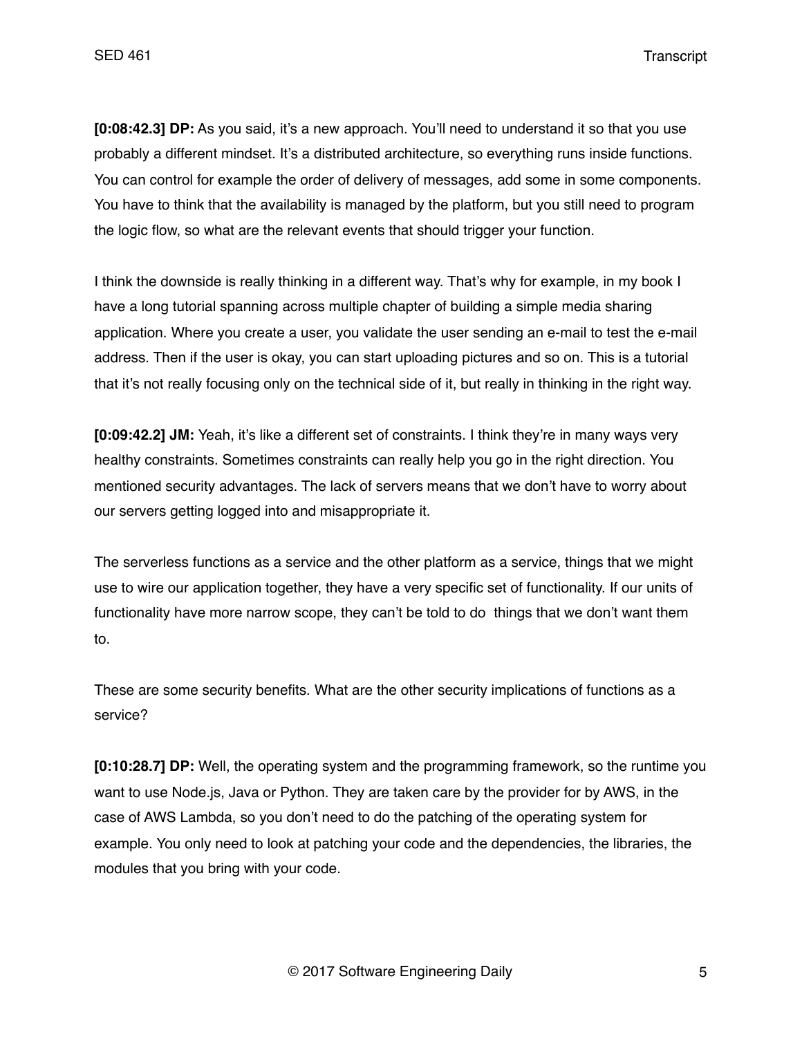**[0:08:42.3] DP:** As you said, it's a new approach. You'll need to understand it so that you use probably a different mindset. It's a distributed architecture, so everything runs inside functions. You can control for example the order of delivery of messages, add some in some components. You have to think that the availability is managed by the platform, but you still need to program the logic flow, so what are the relevant events that should trigger your function.

I think the downside is really thinking in a different way. That's why for example, in my book I have a long tutorial spanning across multiple chapter of building a simple media sharing application. Where you create a user, you validate the user sending an e-mail to test the e-mail address. Then if the user is okay, you can start uploading pictures and so on. This is a tutorial that it's not really focusing only on the technical side of it, but really in thinking in the right way.

**[0:09:42.2] JM:** Yeah, it's like a different set of constraints. I think they're in many ways very healthy constraints. Sometimes constraints can really help you go in the right direction. You mentioned security advantages. The lack of servers means that we don't have to worry about our servers getting logged into and misappropriate it.

The serverless functions as a service and the other platform as a service, things that we might use to wire our application together, they have a very specific set of functionality. If our units of functionality have more narrow scope, they can't be told to do things that we don't want them to.

These are some security benefits. What are the other security implications of functions as a service?

**[0:10:28.7] DP:** Well, the operating system and the programming framework, so the runtime you want to use Node.js, Java or Python. They are taken care by the provider for by AWS, in the case of AWS Lambda, so you don't need to do the patching of the operating system for example. You only need to look at patching your code and the dependencies, the libraries, the modules that you bring with your code.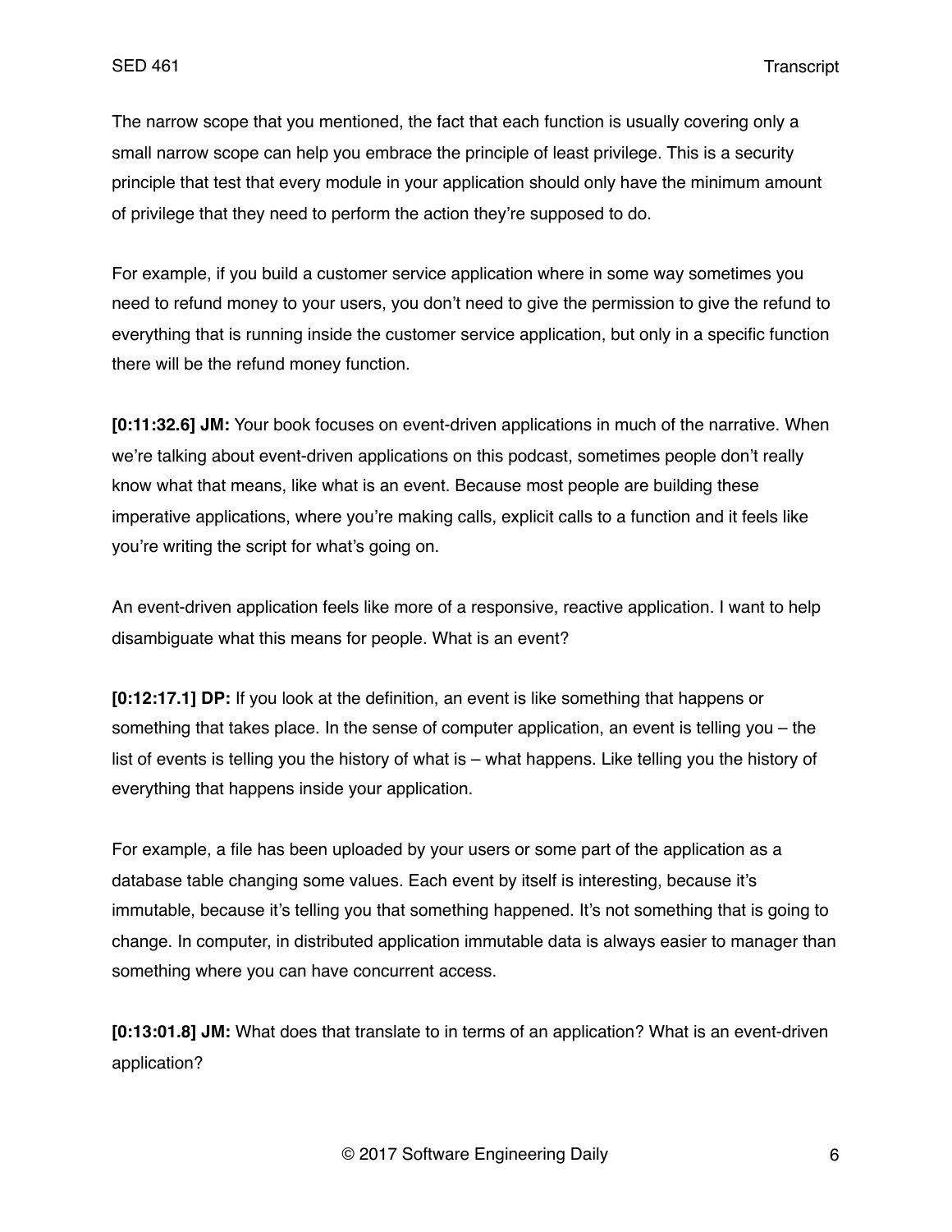The narrow scope that you mentioned, the fact that each function is usually covering only a small narrow scope can help you embrace the principle of least privilege. This is a security principle that test that every module in your application should only have the minimum amount of privilege that they need to perform the action they're supposed to do.

For example, if you build a customer service application where in some way sometimes you need to refund money to your users, you don't need to give the permission to give the refund to everything that is running inside the customer service application, but only in a specific function there will be the refund money function.

**[0:11:32.6] JM:** Your book focuses on event-driven applications in much of the narrative. When we're talking about event-driven applications on this podcast, sometimes people don't really know what that means, like what is an event. Because most people are building these imperative applications, where you're making calls, explicit calls to a function and it feels like you're writing the script for what's going on.

An event-driven application feels like more of a responsive, reactive application. I want to help disambiguate what this means for people. What is an event?

**[0:12:17.1] DP:** If you look at the definition, an event is like something that happens or something that takes place. In the sense of computer application, an event is telling you – the list of events is telling you the history of what is – what happens. Like telling you the history of everything that happens inside your application.

For example, a file has been uploaded by your users or some part of the application as a database table changing some values. Each event by itself is interesting, because it's immutable, because it's telling you that something happened. It's not something that is going to change. In computer, in distributed application immutable data is always easier to manager than something where you can have concurrent access.

**[0:13:01.8] JM:** What does that translate to in terms of an application? What is an event-driven application?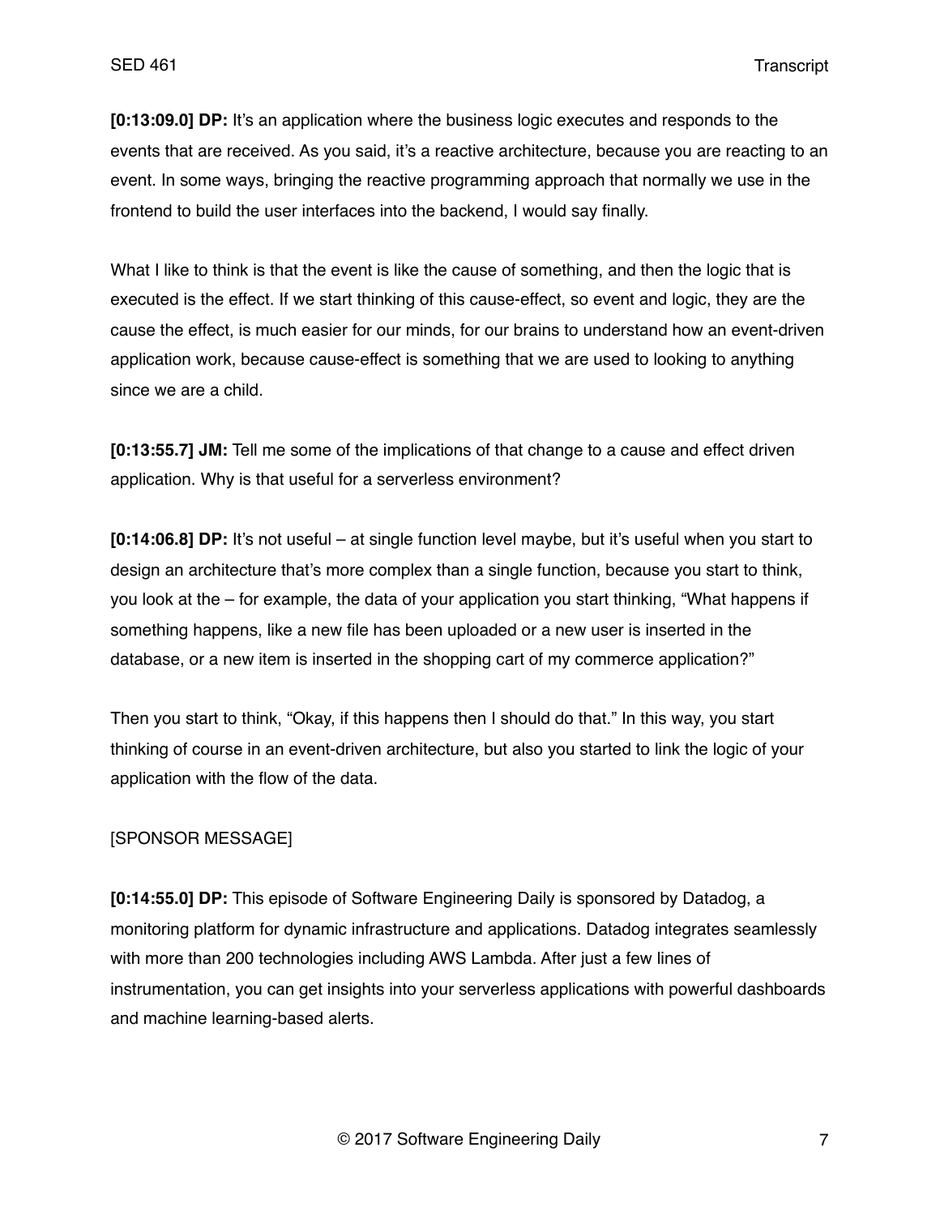**[0:13:09.0] DP:** It's an application where the business logic executes and responds to the events that are received. As you said, it's a reactive architecture, because you are reacting to an event. In some ways, bringing the reactive programming approach that normally we use in the frontend to build the user interfaces into the backend, I would say finally.

What I like to think is that the event is like the cause of something, and then the logic that is executed is the effect. If we start thinking of this cause-effect, so event and logic, they are the cause the effect, is much easier for our minds, for our brains to understand how an event-driven application work, because cause-effect is something that we are used to looking to anything since we are a child.

**[0:13:55.7] JM:** Tell me some of the implications of that change to a cause and effect driven application. Why is that useful for a serverless environment?

**[0:14:06.8] DP:** It's not useful – at single function level maybe, but it's useful when you start to design an architecture that's more complex than a single function, because you start to think, you look at the – for example, the data of your application you start thinking, "What happens if something happens, like a new file has been uploaded or a new user is inserted in the database, or a new item is inserted in the shopping cart of my commerce application?"

Then you start to think, "Okay, if this happens then I should do that." In this way, you start thinking of course in an event-driven architecture, but also you started to link the logic of your application with the flow of the data.

[SPONSOR MESSAGE]

**[0:14:55.0] DP:** This episode of Software Engineering Daily is sponsored by Datadog, a monitoring platform for dynamic infrastructure and applications. Datadog integrates seamlessly with more than 200 technologies including AWS Lambda. After just a few lines of instrumentation, you can get insights into your serverless applications with powerful dashboards and machine learning-based alerts.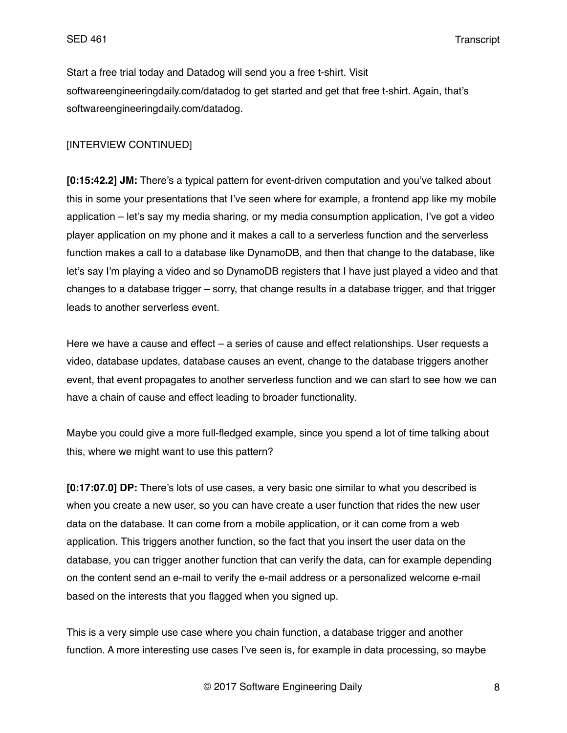Start a free trial today and Datadog will send you a free t-shirt. Visit softwareengineeringdaily.com/datadog to get started and get that free t-shirt. Again, that's softwareengineeringdaily.com/datadog.

[INTERVIEW CONTINUED]

**[0:15:42.2] JM:** There's a typical pattern for event-driven computation and you've talked about this in some your presentations that I've seen where for example, a frontend app like my mobile application – let's say my media sharing, or my media consumption application, I've got a video player application on my phone and it makes a call to a serverless function and the serverless function makes a call to a database like DynamoDB, and then that change to the database, like let's say I'm playing a video and so DynamoDB registers that I have just played a video and that changes to a database trigger – sorry, that change results in a database trigger, and that trigger leads to another serverless event.

Here we have a cause and effect – a series of cause and effect relationships. User requests a video, database updates, database causes an event, change to the database triggers another event, that event propagates to another serverless function and we can start to see how we can have a chain of cause and effect leading to broader functionality.

Maybe you could give a more full-fledged example, since you spend a lot of time talking about this, where we might want to use this pattern?

**[0:17:07.0] DP:** There's lots of use cases, a very basic one similar to what you described is when you create a new user, so you can have create a user function that rides the new user data on the database. It can come from a mobile application, or it can come from a web application. This triggers another function, so the fact that you insert the user data on the database, you can trigger another function that can verify the data, can for example depending on the content send an e-mail to verify the e-mail address or a personalized welcome e-mail based on the interests that you flagged when you signed up.

This is a very simple use case where you chain function, a database trigger and another function. A more interesting use cases I've seen is, for example in data processing, so maybe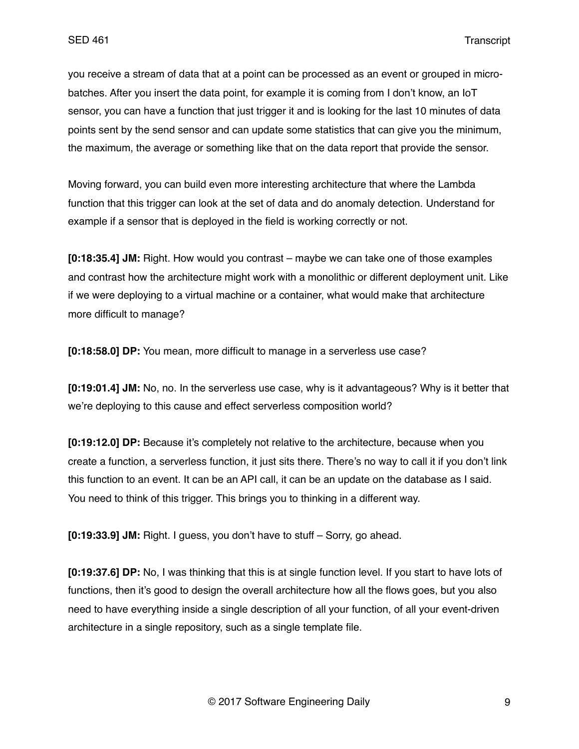you receive a stream of data that at a point can be processed as an event or grouped in micro-batches. After you insert the data point, for example it is coming from I don't know, an IoT sensor, you can have a function that just trigger it and is looking for the last 10 minutes of data points sent by the send sensor and can update some statistics that can give you the minimum, the maximum, the average or something like that on the data report that provide the sensor.

Moving forward, you can build even more interesting architecture that where the Lambda function that this trigger can look at the set of data and do anomaly detection. Understand for example if a sensor that is deployed in the field is working correctly or not.

**[0:18:35.4] JM:** Right. How would you contrast – maybe we can take one of those examples and contrast how the architecture might work with a monolithic or different deployment unit. Like if we were deploying to a virtual machine or a container, what would make that architecture more difficult to manage?

**[0:18:58.0] DP:** You mean, more difficult to manage in a serverless use case?

**[0:19:01.4] JM:** No, no. In the serverless use case, why is it advantageous? Why is it better that we're deploying to this cause and effect serverless composition world?

**[0:19:12.0] DP:** Because it's completely not relative to the architecture, because when you create a function, a serverless function, it just sits there. There's no way to call it if you don't link this function to an event. It can be an API call, it can be an update on the database as I said. You need to think of this trigger. This brings you to thinking in a different way.

**[0:19:33.9] JM:** Right. I guess, you don't have to stuff – Sorry, go ahead.

**[0:19:37.6] DP:** No, I was thinking that this is at single function level. If you start to have lots of functions, then it's good to design the overall architecture how all the flows goes, but you also need to have everything inside a single description of all your function, of all your event-driven architecture in a single repository, such as a single template file.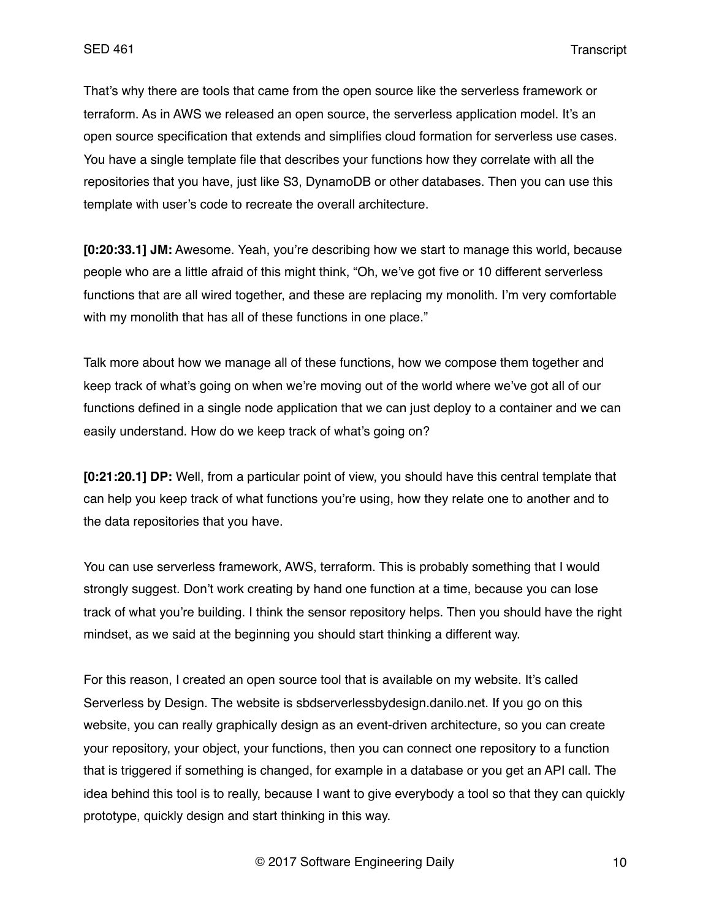That's why there are tools that came from the open source like the serverless framework or terraform. As in AWS we released an open source, the serverless application model. It's an open source specification that extends and simplifies cloud formation for serverless use cases. You have a single template file that describes your functions how they correlate with all the repositories that you have, just like S3, DynamoDB or other databases. Then you can use this template with user's code to recreate the overall architecture.

**[0:20:33.1] JM:** Awesome. Yeah, you're describing how we start to manage this world, because people who are a little afraid of this might think, "Oh, we've got five or 10 different serverless functions that are all wired together, and these are replacing my monolith. I'm very comfortable with my monolith that has all of these functions in one place."

Talk more about how we manage all of these functions, how we compose them together and keep track of what's going on when we're moving out of the world where we've got all of our functions defined in a single node application that we can just deploy to a container and we can easily understand. How do we keep track of what's going on?

**[0:21:20.1] DP:** Well, from a particular point of view, you should have this central template that can help you keep track of what functions you're using, how they relate one to another and to the data repositories that you have.

You can use serverless framework, AWS, terraform. This is probably something that I would strongly suggest. Don't work creating by hand one function at a time, because you can lose track of what you're building. I think the sensor repository helps. Then you should have the right mindset, as we said at the beginning you should start thinking a different way.

For this reason, I created an open source tool that is available on my website. It's called Serverless by Design. The website is sbdserverlessbydesign.danilo.net. If you go on this website, you can really graphically design as an event-driven architecture, so you can create your repository, your object, your functions, then you can connect one repository to a function that is triggered if something is changed, for example in a database or you get an API call. The idea behind this tool is to really, because I want to give everybody a tool so that they can quickly prototype, quickly design and start thinking in this way.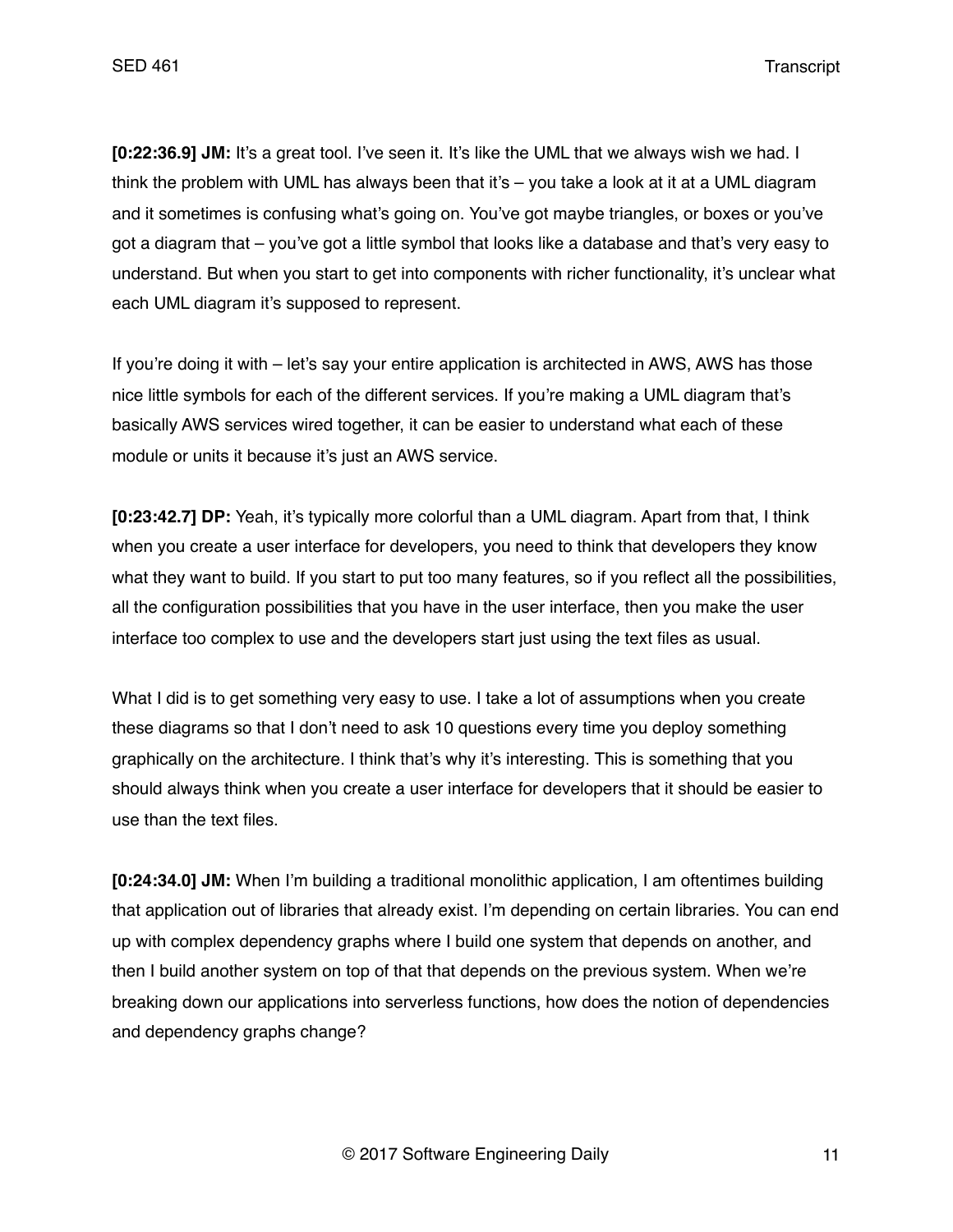**[0:22:36.9] JM:** It's a great tool. I've seen it. It's like the UML that we always wish we had. I think the problem with UML has always been that it's – you take a look at it at a UML diagram and it sometimes is confusing what's going on. You've got maybe triangles, or boxes or you've got a diagram that – you've got a little symbol that looks like a database and that's very easy to understand. But when you start to get into components with richer functionality, it's unclear what each UML diagram it's supposed to represent.

If you're doing it with – let's say your entire application is architected in AWS, AWS has those nice little symbols for each of the different services. If you're making a UML diagram that's basically AWS services wired together, it can be easier to understand what each of these module or units it because it's just an AWS service.

**[0:23:42.7] DP:** Yeah, it's typically more colorful than a UML diagram. Apart from that, I think when you create a user interface for developers, you need to think that developers they know what they want to build. If you start to put too many features, so if you reflect all the possibilities, all the configuration possibilities that you have in the user interface, then you make the user interface too complex to use and the developers start just using the text files as usual.

What I did is to get something very easy to use. I take a lot of assumptions when you create these diagrams so that I don't need to ask 10 questions every time you deploy something graphically on the architecture. I think that's why it's interesting. This is something that you should always think when you create a user interface for developers that it should be easier to use than the text files.

**[0:24:34.0] JM:** When I'm building a traditional monolithic application, I am oftentimes building that application out of libraries that already exist. I'm depending on certain libraries. You can end up with complex dependency graphs where I build one system that depends on another, and then I build another system on top of that that depends on the previous system. When we're breaking down our applications into serverless functions, how does the notion of dependencies and dependency graphs change?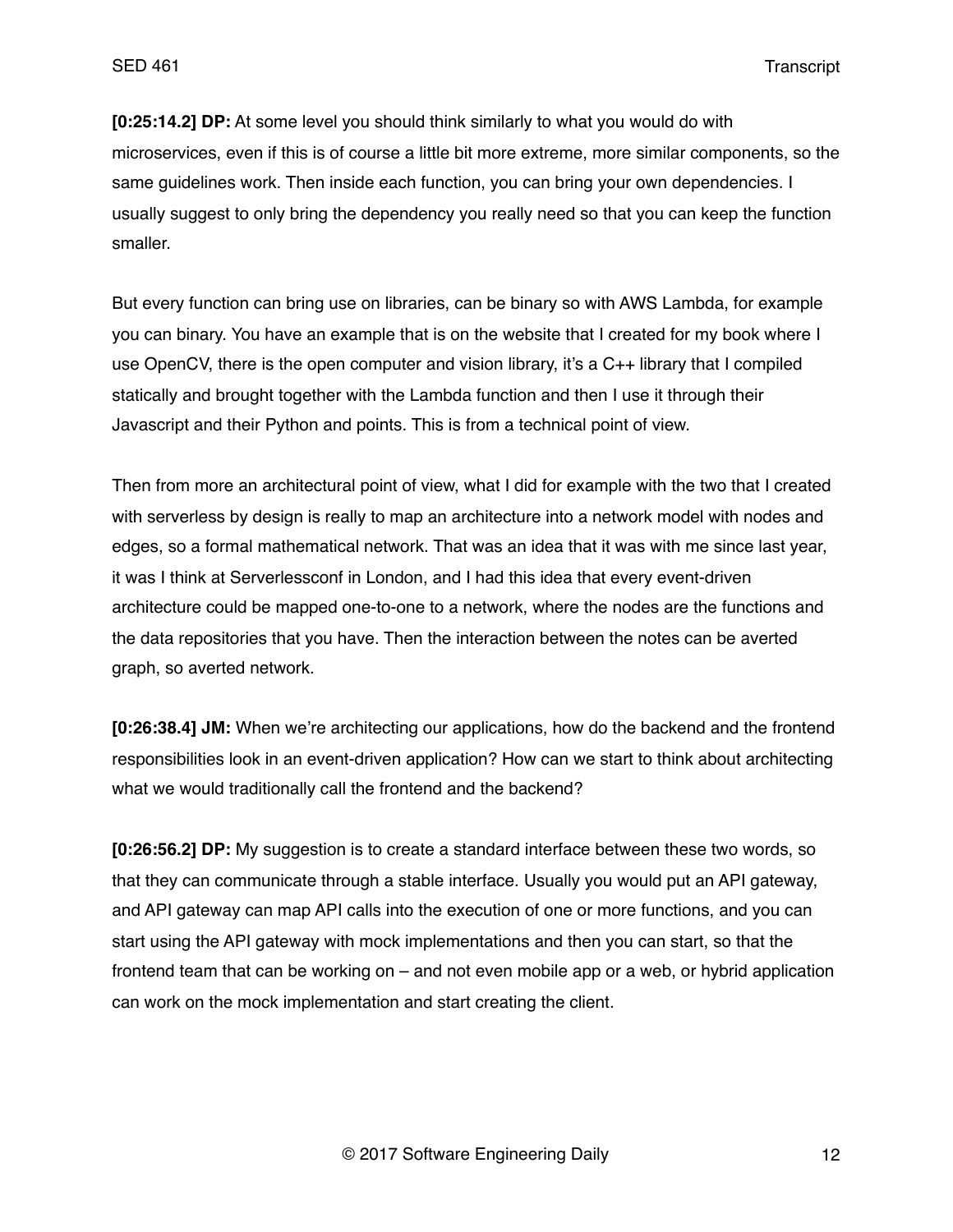**[0:25:14.2] DP:** At some level you should think similarly to what you would do with microservices, even if this is of course a little bit more extreme, more similar components, so the same guidelines work. Then inside each function, you can bring your own dependencies. I usually suggest to only bring the dependency you really need so that you can keep the function smaller.

But every function can bring use on libraries, can be binary so with AWS Lambda, for example you can binary. You have an example that is on the website that I created for my book where I use OpenCV, there is the open computer and vision library, it's a C++ library that I compiled statically and brought together with the Lambda function and then I use it through their Javascript and their Python and points. This is from a technical point of view.

Then from more an architectural point of view, what I did for example with the two that I created with serverless by design is really to map an architecture into a network model with nodes and edges, so a formal mathematical network. That was an idea that it was with me since last year, it was I think at Serverlessconf in London, and I had this idea that every event-driven architecture could be mapped one-to-one to a network, where the nodes are the functions and the data repositories that you have. Then the interaction between the notes can be averted graph, so averted network.

**[0:26:38.4] JM:** When we're architecting our applications, how do the backend and the frontend responsibilities look in an event-driven application? How can we start to think about architecting what we would traditionally call the frontend and the backend?

**[0:26:56.2] DP:** My suggestion is to create a standard interface between these two words, so that they can communicate through a stable interface. Usually you would put an API gateway, and API gateway can map API calls into the execution of one or more functions, and you can start using the API gateway with mock implementations and then you can start, so that the frontend team that can be working on – and not even mobile app or a web, or hybrid application can work on the mock implementation and start creating the client.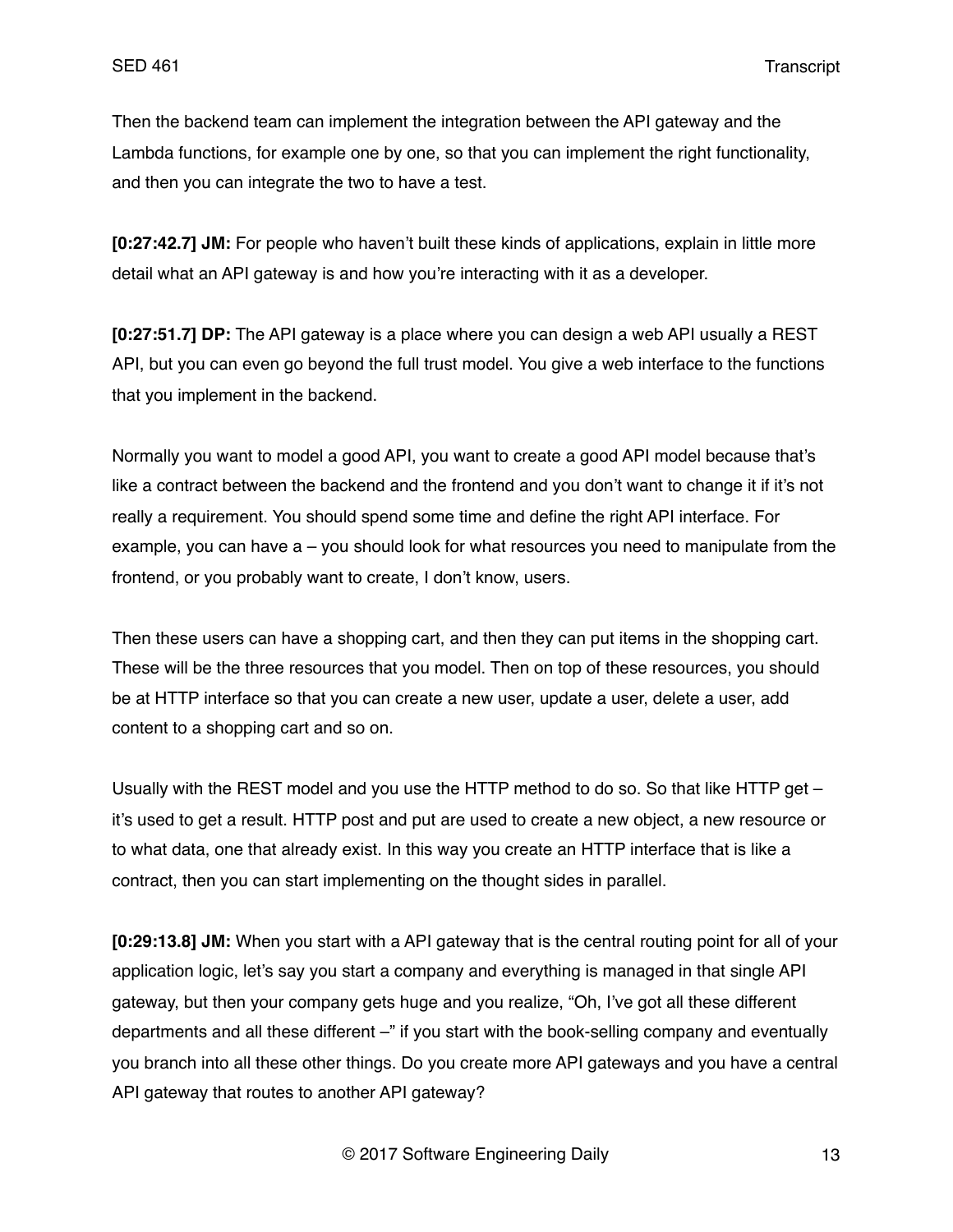Then the backend team can implement the integration between the API gateway and the Lambda functions, for example one by one, so that you can implement the right functionality, and then you can integrate the two to have a test.

**[0:27:42.7] JM:** For people who haven't built these kinds of applications, explain in little more detail what an API gateway is and how you're interacting with it as a developer.

**[0:27:51.7] DP:** The API gateway is a place where you can design a web API usually a REST API, but you can even go beyond the full trust model. You give a web interface to the functions that you implement in the backend.

Normally you want to model a good API, you want to create a good API model because that's like a contract between the backend and the frontend and you don't want to change it if it's not really a requirement. You should spend some time and define the right API interface. For example, you can have a – you should look for what resources you need to manipulate from the frontend, or you probably want to create, I don't know, users.

Then these users can have a shopping cart, and then they can put items in the shopping cart. These will be the three resources that you model. Then on top of these resources, you should be at HTTP interface so that you can create a new user, update a user, delete a user, add content to a shopping cart and so on.

Usually with the REST model and you use the HTTP method to do so. So that like HTTP get – it's used to get a result. HTTP post and put are used to create a new object, a new resource or to what data, one that already exist. In this way you create an HTTP interface that is like a contract, then you can start implementing on the thought sides in parallel.

**[0:29:13.8] JM:** When you start with a API gateway that is the central routing point for all of your application logic, let's say you start a company and everything is managed in that single API gateway, but then your company gets huge and you realize, "Oh, I've got all these different departments and all these different –" if you start with the book-selling company and eventually you branch into all these other things. Do you create more API gateways and you have a central API gateway that routes to another API gateway?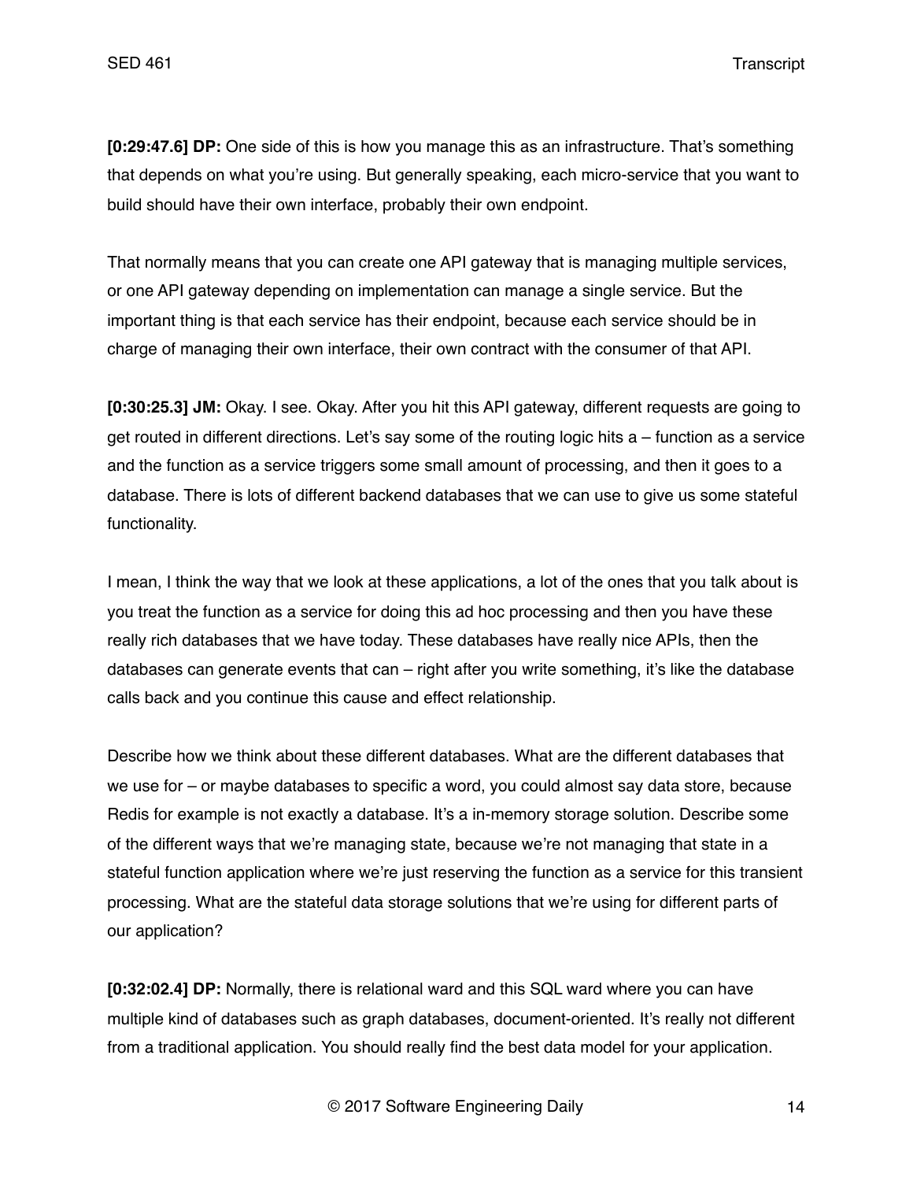**[0:29:47.6] DP:** One side of this is how you manage this as an infrastructure. That's something that depends on what you're using. But generally speaking, each micro-service that you want to build should have their own interface, probably their own endpoint.

That normally means that you can create one API gateway that is managing multiple services, or one API gateway depending on implementation can manage a single service. But the important thing is that each service has their endpoint, because each service should be in charge of managing their own interface, their own contract with the consumer of that API.

**[0:30:25.3] JM:** Okay. I see. Okay. After you hit this API gateway, different requests are going to get routed in different directions. Let's say some of the routing logic hits a – function as a service and the function as a service triggers some small amount of processing, and then it goes to a database. There is lots of different backend databases that we can use to give us some stateful functionality.

I mean, I think the way that we look at these applications, a lot of the ones that you talk about is you treat the function as a service for doing this ad hoc processing and then you have these really rich databases that we have today. These databases have really nice APIs, then the databases can generate events that can – right after you write something, it's like the database calls back and you continue this cause and effect relationship.

Describe how we think about these different databases. What are the different databases that we use for – or maybe databases to specific a word, you could almost say data store, because Redis for example is not exactly a database. It's a in-memory storage solution. Describe some of the different ways that we're managing state, because we're not managing that state in a stateful function application where we're just reserving the function as a service for this transient processing. What are the stateful data storage solutions that we're using for different parts of our application?

**[0:32:02.4] DP:** Normally, there is relational ward and this SQL ward where you can have multiple kind of databases such as graph databases, document-oriented. It's really not different from a traditional application. You should really find the best data model for your application.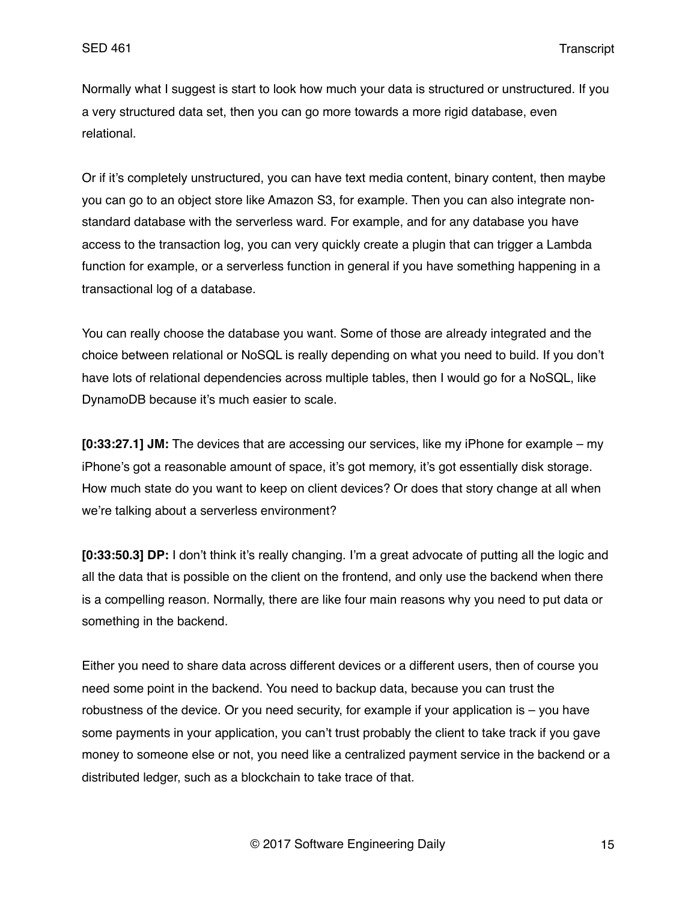Normally what I suggest is start to look how much your data is structured or unstructured. If you a very structured data set, then you can go more towards a more rigid database, even relational.

Or if it's completely unstructured, you can have text media content, binary content, then maybe you can go to an object store like Amazon S3, for example. Then you can also integrate non-standard database with the serverless ward. For example, and for any database you have access to the transaction log, you can very quickly create a plugin that can trigger a Lambda function for example, or a serverless function in general if you have something happening in a transactional log of a database.

You can really choose the database you want. Some of those are already integrated and the choice between relational or NoSQL is really depending on what you need to build. If you don't have lots of relational dependencies across multiple tables, then I would go for a NoSQL, like DynamoDB because it's much easier to scale.

**[0:33:27.1] JM:** The devices that are accessing our services, like my iPhone for example – my iPhone's got a reasonable amount of space, it's got memory, it's got essentially disk storage. How much state do you want to keep on client devices? Or does that story change at all when we're talking about a serverless environment?

**[0:33:50.3] DP:** I don't think it's really changing. I'm a great advocate of putting all the logic and all the data that is possible on the client on the frontend, and only use the backend when there is a compelling reason. Normally, there are like four main reasons why you need to put data or something in the backend.

Either you need to share data across different devices or a different users, then of course you need some point in the backend. You need to backup data, because you can trust the robustness of the device. Or you need security, for example if your application is – you have some payments in your application, you can't trust probably the client to take track if you gave money to someone else or not, you need like a centralized payment service in the backend or a distributed ledger, such as a blockchain to take trace of that.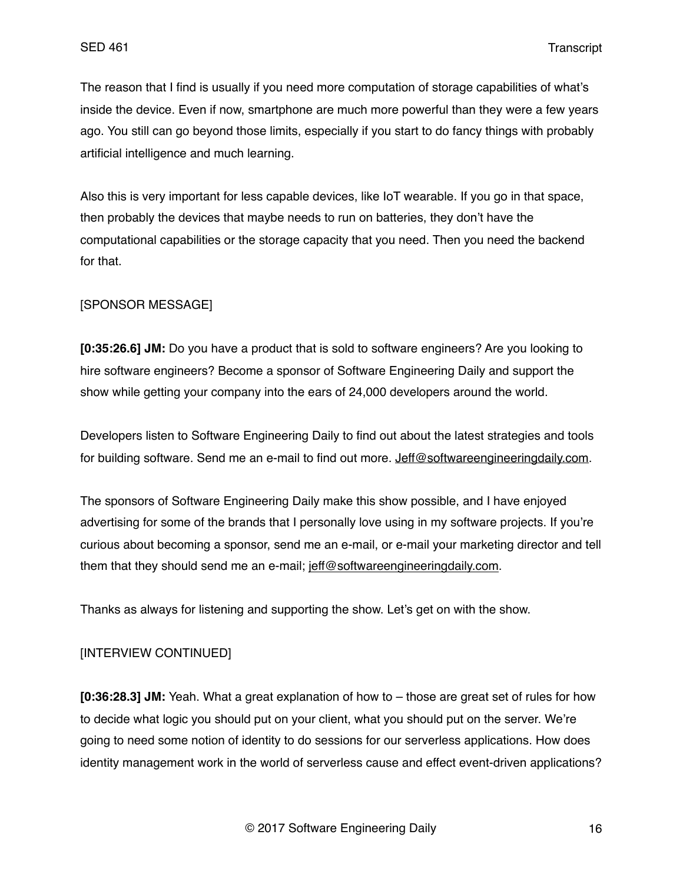The reason that I find is usually if you need more computation of storage capabilities of what's inside the device. Even if now, smartphone are much more powerful than they were a few years ago. You still can go beyond those limits, especially if you start to do fancy things with probably artificial intelligence and much learning.

Also this is very important for less capable devices, like IoT wearable. If you go in that space, then probably the devices that maybe needs to run on batteries, they don't have the computational capabilities or the storage capacity that you need. Then you need the backend for that.

[SPONSOR MESSAGE]

**[0:35:26.6] JM:** Do you have a product that is sold to software engineers? Are you looking to hire software engineers? Become a sponsor of Software Engineering Daily and support the show while getting your company into the ears of 24,000 developers around the world.

Developers listen to Software Engineering Daily to find out about the latest strategies and tools for building software. Send me an e-mail to find out more. Jeff@softwareengineeringdaily.com.

The sponsors of Software Engineering Daily make this show possible, and I have enjoyed advertising for some of the brands that I personally love using in my software projects. If you're curious about becoming a sponsor, send me an e-mail, or e-mail your marketing director and tell them that they should send me an e-mail; jeff@softwareengineeringdaily.com.

Thanks as always for listening and supporting the show. Let's get on with the show.

[INTERVIEW CONTINUED]

**[0:36:28.3] JM:** Yeah. What a great explanation of how to – those are great set of rules for how to decide what logic you should put on your client, what you should put on the server. We're going to need some notion of identity to do sessions for our serverless applications. How does identity management work in the world of serverless cause and effect event-driven applications?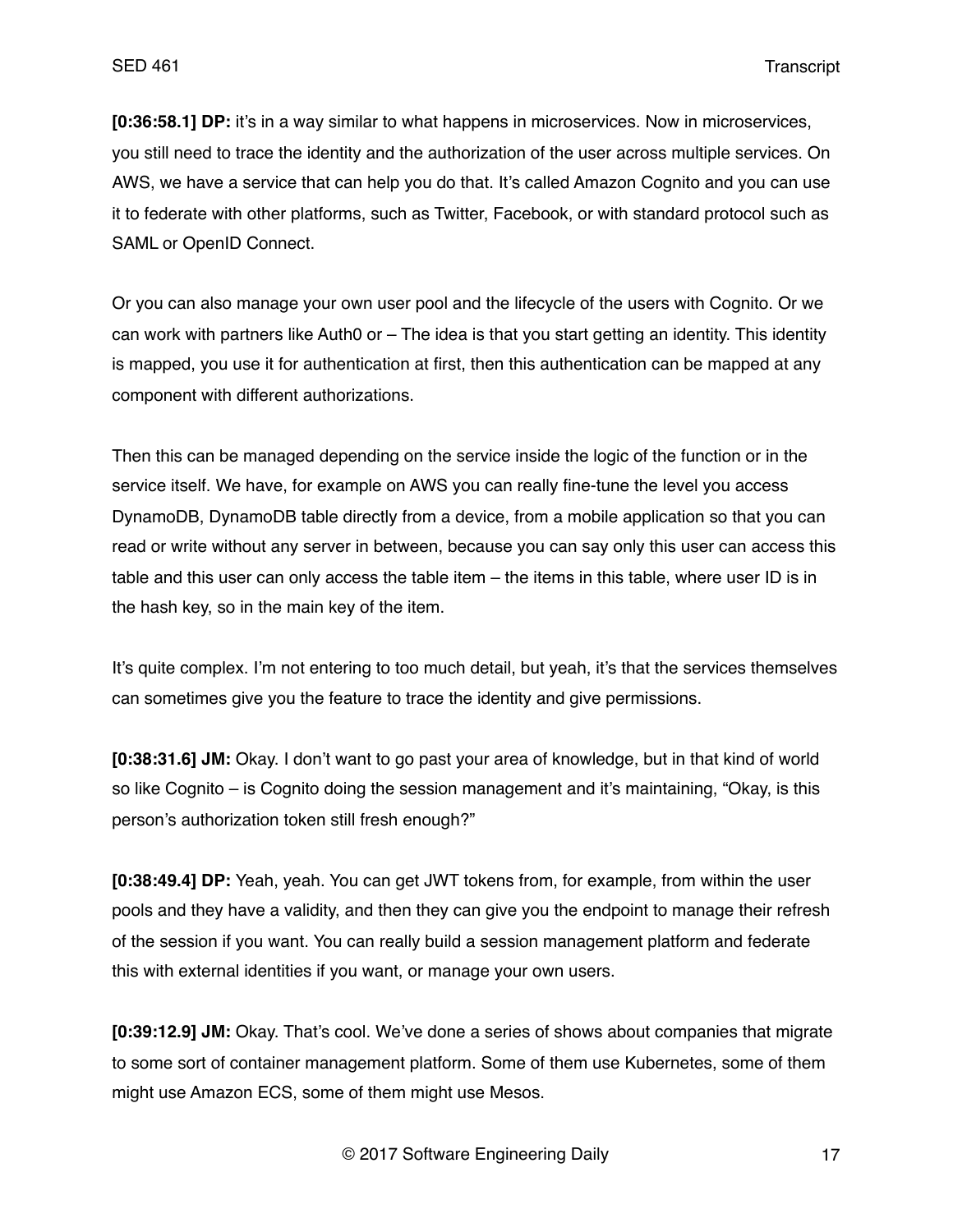**[0:36:58.1] DP:** it's in a way similar to what happens in microservices. Now in microservices, you still need to trace the identity and the authorization of the user across multiple services. On AWS, we have a service that can help you do that. It's called Amazon Cognito and you can use it to federate with other platforms, such as Twitter, Facebook, or with standard protocol such as SAML or OpenID Connect.

Or you can also manage your own user pool and the lifecycle of the users with Cognito. Or we can work with partners like Auth0 or – The idea is that you start getting an identity. This identity is mapped, you use it for authentication at first, then this authentication can be mapped at any component with different authorizations.

Then this can be managed depending on the service inside the logic of the function or in the service itself. We have, for example on AWS you can really fine-tune the level you access DynamoDB, DynamoDB table directly from a device, from a mobile application so that you can read or write without any server in between, because you can say only this user can access this table and this user can only access the table item – the items in this table, where user ID is in the hash key, so in the main key of the item.

It's quite complex. I'm not entering to too much detail, but yeah, it's that the services themselves can sometimes give you the feature to trace the identity and give permissions.

**[0:38:31.6] JM:** Okay. I don't want to go past your area of knowledge, but in that kind of world so like Cognito – is Cognito doing the session management and it's maintaining, "Okay, is this person's authorization token still fresh enough?"

**[0:38:49.4] DP:** Yeah, yeah. You can get JWT tokens from, for example, from within the user pools and they have a validity, and then they can give you the endpoint to manage their refresh of the session if you want. You can really build a session management platform and federate this with external identities if you want, or manage your own users.

**[0:39:12.9] JM:** Okay. That's cool. We've done a series of shows about companies that migrate to some sort of container management platform. Some of them use Kubernetes, some of them might use Amazon ECS, some of them might use Mesos.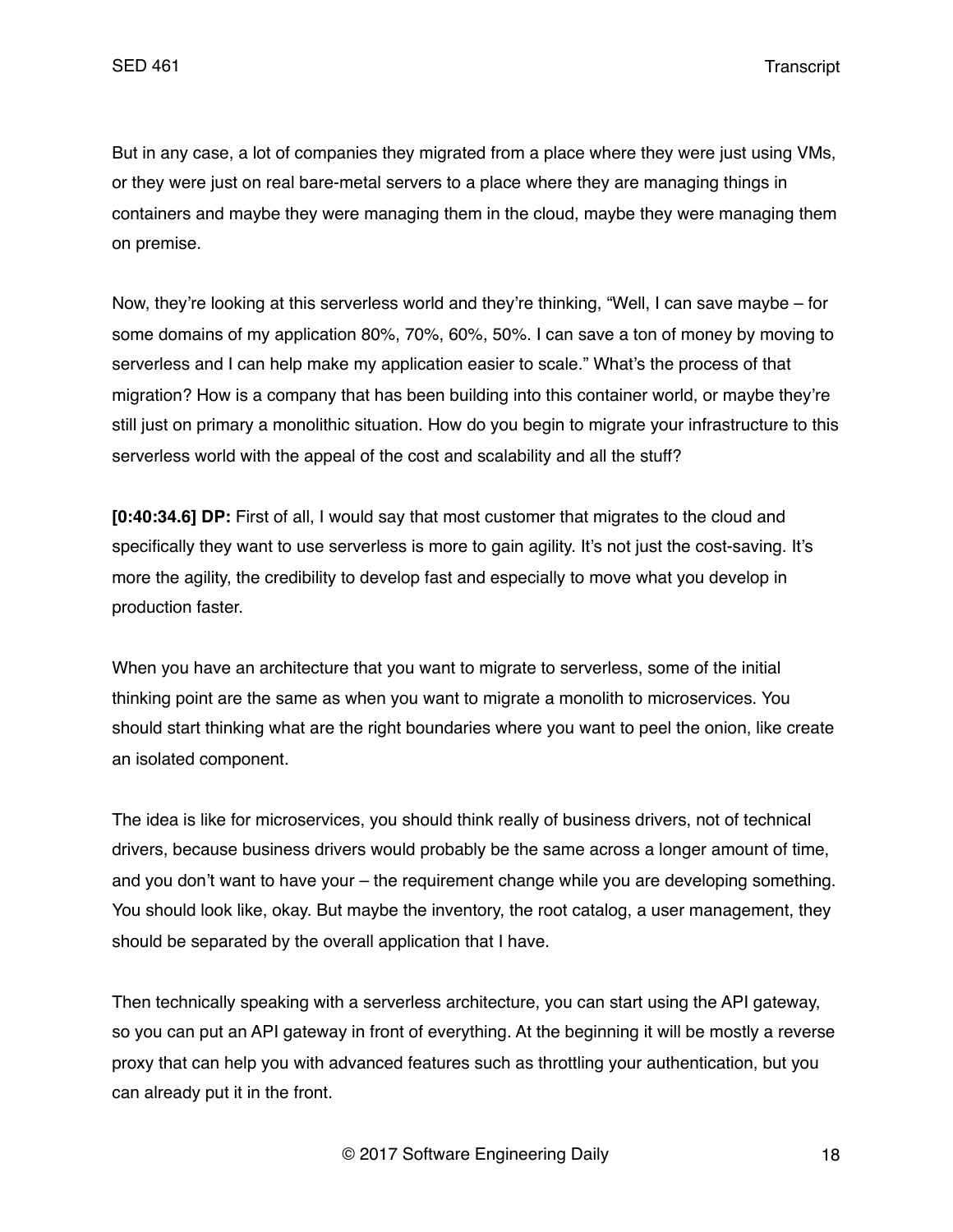But in any case, a lot of companies they migrated from a place where they were just using VMs, or they were just on real bare-metal servers to a place where they are managing things in containers and maybe they were managing them in the cloud, maybe they were managing them on premise.

Now, they're looking at this serverless world and they're thinking, "Well, I can save maybe – for some domains of my application 80%, 70%, 60%, 50%. I can save a ton of money by moving to serverless and I can help make my application easier to scale." What's the process of that migration? How is a company that has been building into this container world, or maybe they're still just on primary a monolithic situation. How do you begin to migrate your infrastructure to this serverless world with the appeal of the cost and scalability and all the stuff?

**[0:40:34.6] DP:** First of all, I would say that most customer that migrates to the cloud and specifically they want to use serverless is more to gain agility. It's not just the cost-saving. It's more the agility, the credibility to develop fast and especially to move what you develop in production faster.

When you have an architecture that you want to migrate to serverless, some of the initial thinking point are the same as when you want to migrate a monolith to microservices. You should start thinking what are the right boundaries where you want to peel the onion, like create an isolated component.

The idea is like for microservices, you should think really of business drivers, not of technical drivers, because business drivers would probably be the same across a longer amount of time, and you don't want to have your – the requirement change while you are developing something. You should look like, okay. But maybe the inventory, the root catalog, a user management, they should be separated by the overall application that I have.

Then technically speaking with a serverless architecture, you can start using the API gateway, so you can put an API gateway in front of everything. At the beginning it will be mostly a reverse proxy that can help you with advanced features such as throttling your authentication, but you can already put it in the front.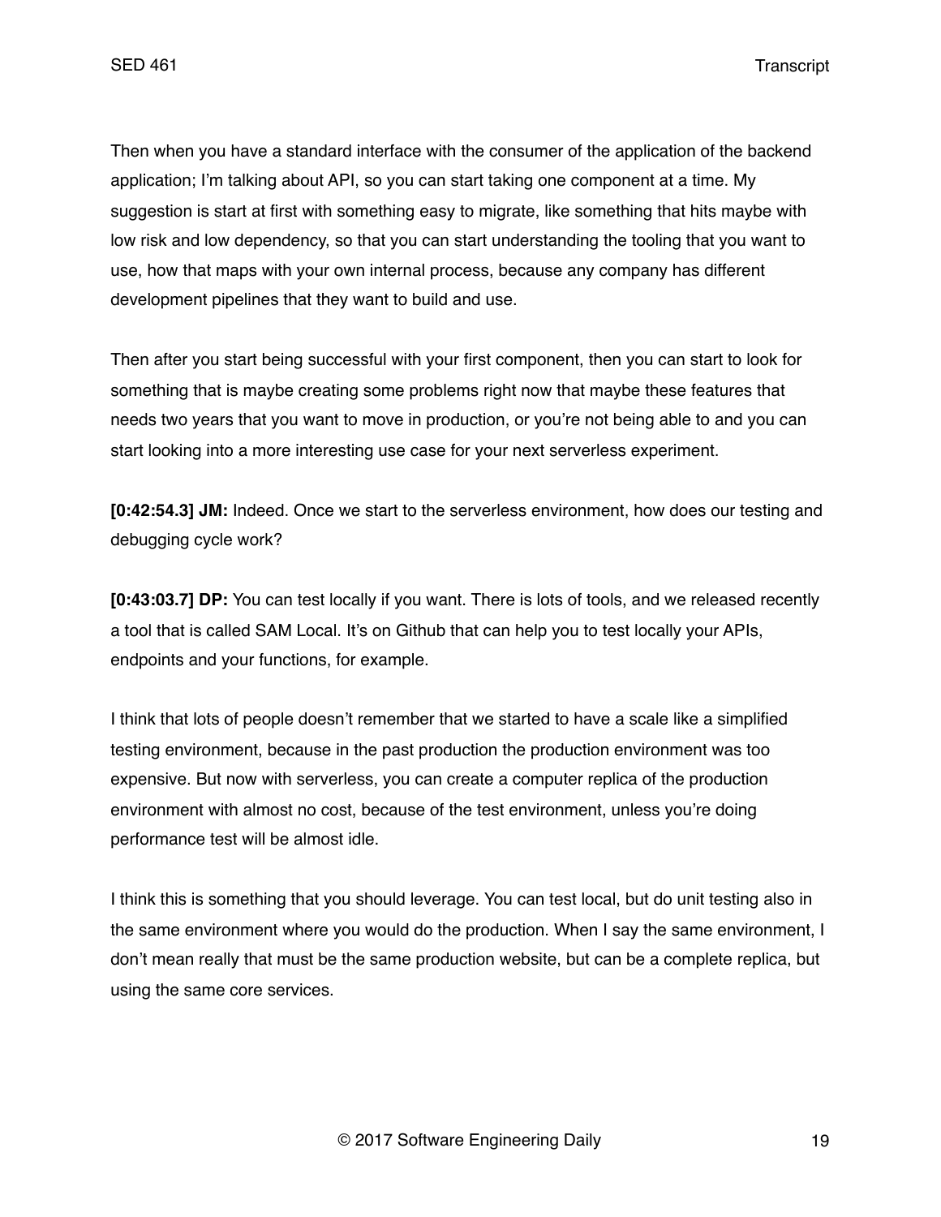Then when you have a standard interface with the consumer of the application of the backend application; I'm talking about API, so you can start taking one component at a time. My suggestion is start at first with something easy to migrate, like something that hits maybe with low risk and low dependency, so that you can start understanding the tooling that you want to use, how that maps with your own internal process, because any company has different development pipelines that they want to build and use.

Then after you start being successful with your first component, then you can start to look for something that is maybe creating some problems right now that maybe these features that needs two years that you want to move in production, or you're not being able to and you can start looking into a more interesting use case for your next serverless experiment.

**[0:42:54.3] JM:** Indeed. Once we start to the serverless environment, how does our testing and debugging cycle work?

**[0:43:03.7] DP:** You can test locally if you want. There is lots of tools, and we released recently a tool that is called SAM Local. It's on Github that can help you to test locally your APIs, endpoints and your functions, for example.

I think that lots of people doesn't remember that we started to have a scale like a simplified testing environment, because in the past production the production environment was too expensive. But now with serverless, you can create a computer replica of the production environment with almost no cost, because of the test environment, unless you're doing performance test will be almost idle.

I think this is something that you should leverage. You can test local, but do unit testing also in the same environment where you would do the production. When I say the same environment, I don't mean really that must be the same production website, but can be a complete replica, but using the same core services.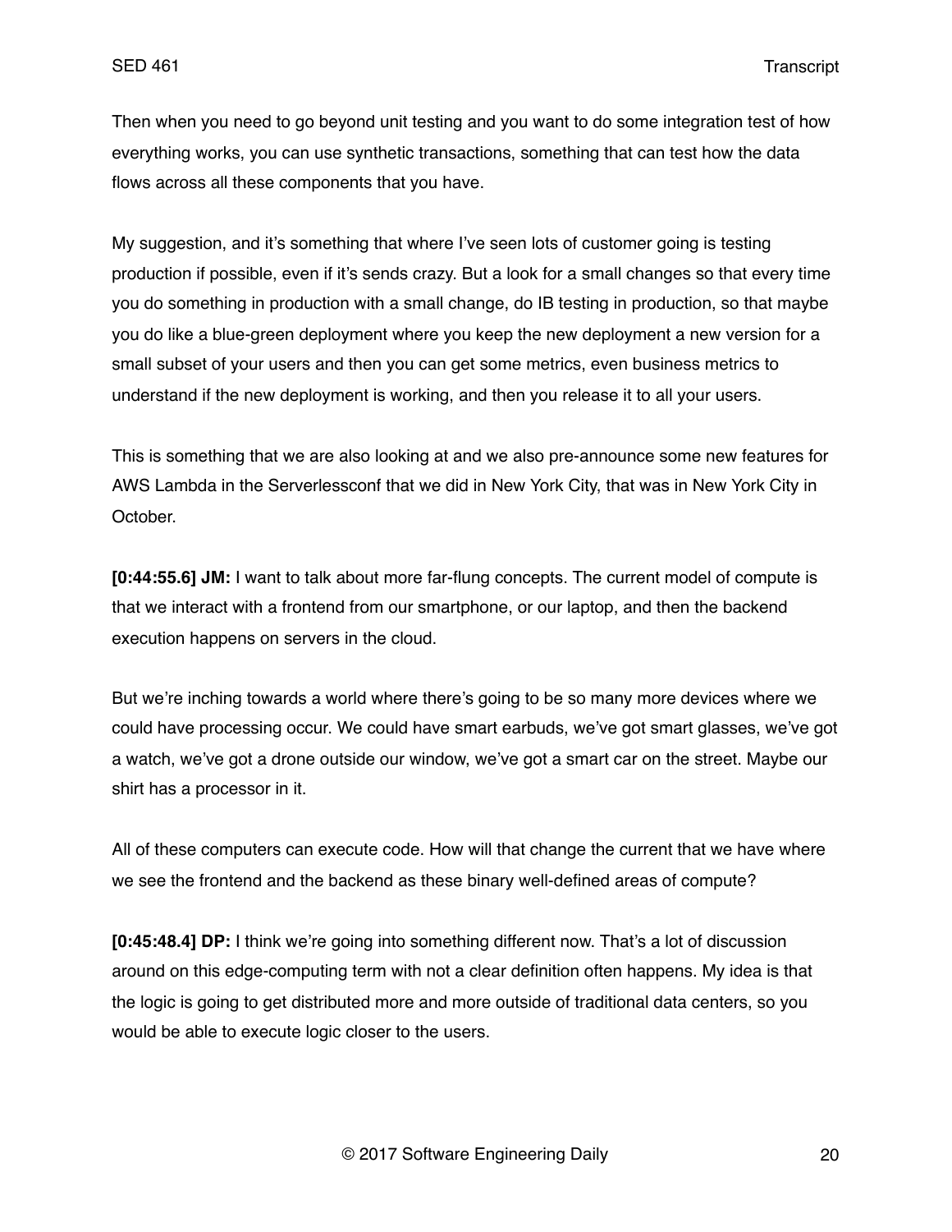Then when you need to go beyond unit testing and you want to do some integration test of how everything works, you can use synthetic transactions, something that can test how the data flows across all these components that you have.

My suggestion, and it's something that where I've seen lots of customer going is testing production if possible, even if it's sends crazy. But a look for a small changes so that every time you do something in production with a small change, do IB testing in production, so that maybe you do like a blue-green deployment where you keep the new deployment a new version for a small subset of your users and then you can get some metrics, even business metrics to understand if the new deployment is working, and then you release it to all your users.

This is something that we are also looking at and we also pre-announce some new features for AWS Lambda in the Serverlessconf that we did in New York City, that was in New York City in October.

**[0:44:55.6] JM:** I want to talk about more far-flung concepts. The current model of compute is that we interact with a frontend from our smartphone, or our laptop, and then the backend execution happens on servers in the cloud.

But we're inching towards a world where there's going to be so many more devices where we could have processing occur. We could have smart earbuds, we've got smart glasses, we've got a watch, we've got a drone outside our window, we've got a smart car on the street. Maybe our shirt has a processor in it.

All of these computers can execute code. How will that change the current that we have where we see the frontend and the backend as these binary well-defined areas of compute?

**[0:45:48.4] DP:** I think we're going into something different now. That's a lot of discussion around on this edge-computing term with not a clear definition often happens. My idea is that the logic is going to get distributed more and more outside of traditional data centers, so you would be able to execute logic closer to the users.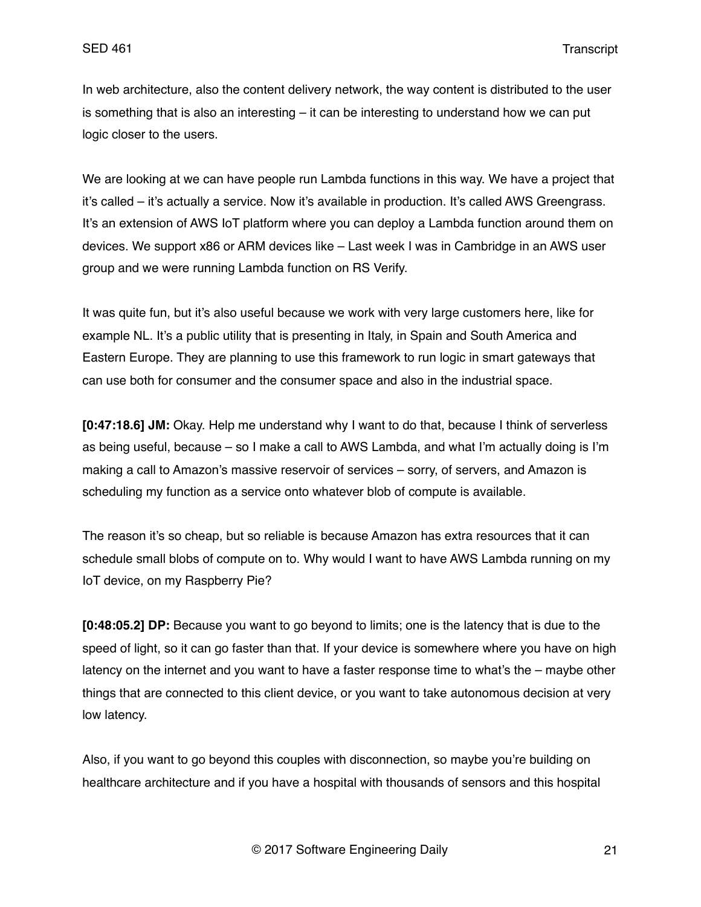In web architecture, also the content delivery network, the way content is distributed to the user is something that is also an interesting – it can be interesting to understand how we can put logic closer to the users.

We are looking at we can have people run Lambda functions in this way. We have a project that it's called – it's actually a service. Now it's available in production. It's called AWS Greengrass. It's an extension of AWS IoT platform where you can deploy a Lambda function around them on devices. We support x86 or ARM devices like – Last week I was in Cambridge in an AWS user group and we were running Lambda function on RS Verify.

It was quite fun, but it's also useful because we work with very large customers here, like for example NL. It's a public utility that is presenting in Italy, in Spain and South America and Eastern Europe. They are planning to use this framework to run logic in smart gateways that can use both for consumer and the consumer space and also in the industrial space.

**[0:47:18.6] JM:** Okay. Help me understand why I want to do that, because I think of serverless as being useful, because – so I make a call to AWS Lambda, and what I'm actually doing is I'm making a call to Amazon's massive reservoir of services – sorry, of servers, and Amazon is scheduling my function as a service onto whatever blob of compute is available.

The reason it's so cheap, but so reliable is because Amazon has extra resources that it can schedule small blobs of compute on to. Why would I want to have AWS Lambda running on my IoT device, on my Raspberry Pie?

**[0:48:05.2] DP:** Because you want to go beyond to limits; one is the latency that is due to the speed of light, so it can go faster than that. If your device is somewhere where you have on high latency on the internet and you want to have a faster response time to what's the – maybe other things that are connected to this client device, or you want to take autonomous decision at very low latency.

Also, if you want to go beyond this couples with disconnection, so maybe you're building on healthcare architecture and if you have a hospital with thousands of sensors and this hospital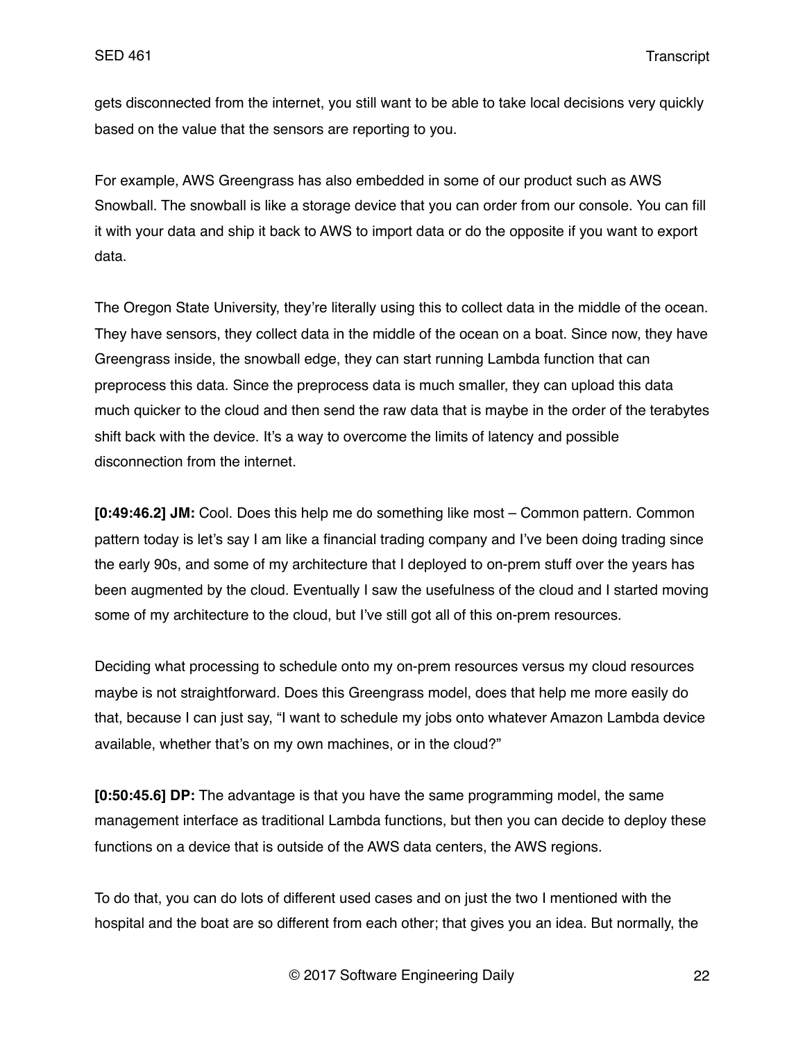gets disconnected from the internet, you still want to be able to take local decisions very quickly based on the value that the sensors are reporting to you.

For example, AWS Greengrass has also embedded in some of our product such as AWS Snowball. The snowball is like a storage device that you can order from our console. You can fill it with your data and ship it back to AWS to import data or do the opposite if you want to export data.

The Oregon State University, they're literally using this to collect data in the middle of the ocean. They have sensors, they collect data in the middle of the ocean on a boat. Since now, they have Greengrass inside, the snowball edge, they can start running Lambda function that can preprocess this data. Since the preprocess data is much smaller, they can upload this data much quicker to the cloud and then send the raw data that is maybe in the order of the terabytes shift back with the device. It's a way to overcome the limits of latency and possible disconnection from the internet.

**[0:49:46.2] JM:** Cool. Does this help me do something like most – Common pattern. Common pattern today is let's say I am like a financial trading company and I've been doing trading since the early 90s, and some of my architecture that I deployed to on-prem stuff over the years has been augmented by the cloud. Eventually I saw the usefulness of the cloud and I started moving some of my architecture to the cloud, but I've still got all of this on-prem resources.

Deciding what processing to schedule onto my on-prem resources versus my cloud resources maybe is not straightforward. Does this Greengrass model, does that help me more easily do that, because I can just say, "I want to schedule my jobs onto whatever Amazon Lambda device available, whether that's on my own machines, or in the cloud?"

**[0:50:45.6] DP:** The advantage is that you have the same programming model, the same management interface as traditional Lambda functions, but then you can decide to deploy these functions on a device that is outside of the AWS data centers, the AWS regions.

To do that, you can do lots of different used cases and on just the two I mentioned with the hospital and the boat are so different from each other; that gives you an idea. But normally, the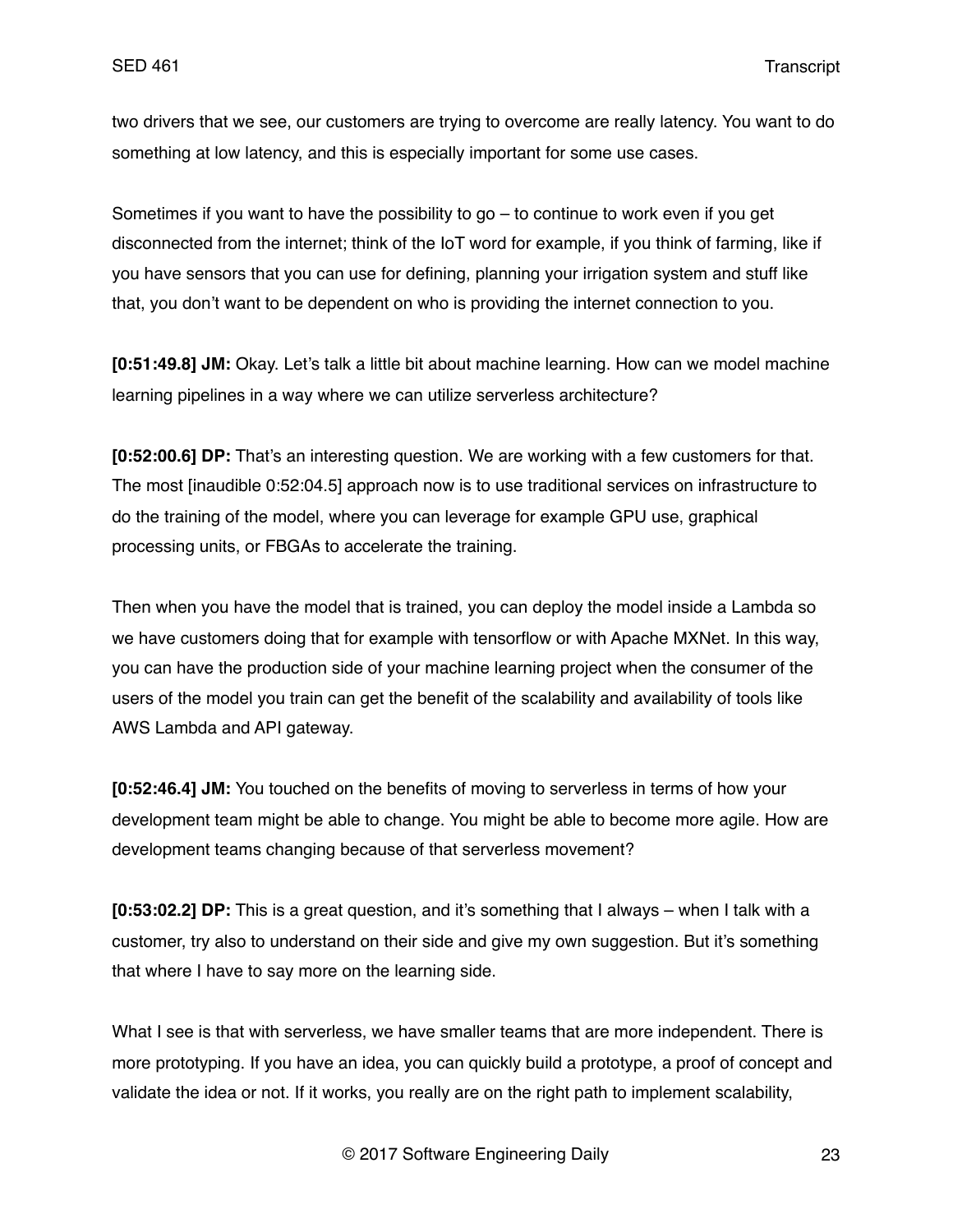two drivers that we see, our customers are trying to overcome are really latency. You want to do something at low latency, and this is especially important for some use cases.

Sometimes if you want to have the possibility to go – to continue to work even if you get disconnected from the internet; think of the IoT word for example, if you think of farming, like if you have sensors that you can use for defining, planning your irrigation system and stuff like that, you don't want to be dependent on who is providing the internet connection to you.

**[0:51:49.8] JM:** Okay. Let's talk a little bit about machine learning. How can we model machine learning pipelines in a way where we can utilize serverless architecture?

**[0:52:00.6] DP:** That's an interesting question. We are working with a few customers for that. The most [inaudible 0:52:04.5] approach now is to use traditional services on infrastructure to do the training of the model, where you can leverage for example GPU use, graphical processing units, or FBGAs to accelerate the training.

Then when you have the model that is trained, you can deploy the model inside a Lambda so we have customers doing that for example with tensorflow or with Apache MXNet. In this way, you can have the production side of your machine learning project when the consumer of the users of the model you train can get the benefit of the scalability and availability of tools like AWS Lambda and API gateway.

**[0:52:46.4] JM:** You touched on the benefits of moving to serverless in terms of how your development team might be able to change. You might be able to become more agile. How are development teams changing because of that serverless movement?

**[0:53:02.2] DP:** This is a great question, and it's something that I always – when I talk with a customer, try also to understand on their side and give my own suggestion. But it's something that where I have to say more on the learning side.

What I see is that with serverless, we have smaller teams that are more independent. There is more prototyping. If you have an idea, you can quickly build a prototype, a proof of concept and validate the idea or not. If it works, you really are on the right path to implement scalability,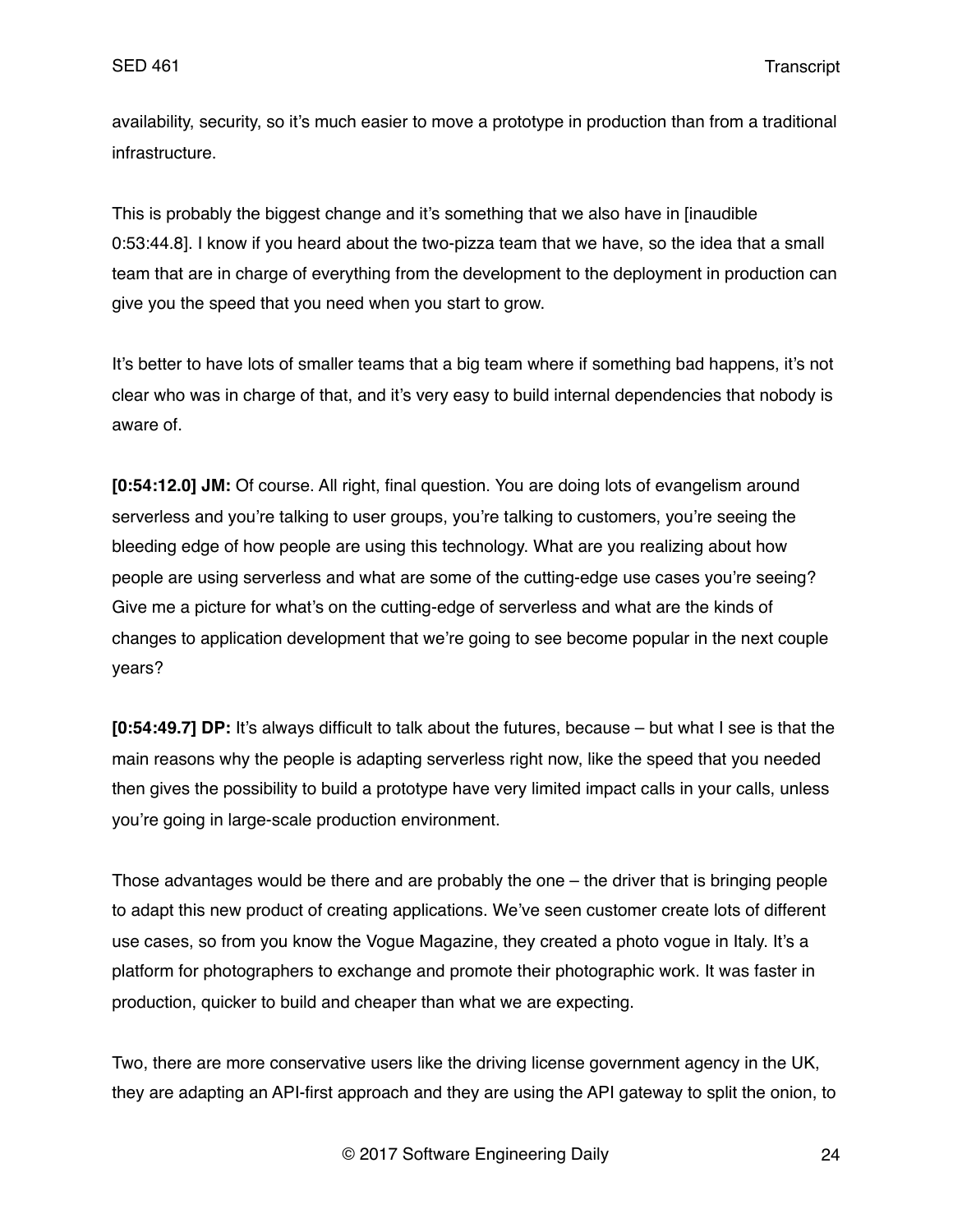availability, security, so it's much easier to move a prototype in production than from a traditional infrastructure.

This is probably the biggest change and it's something that we also have in [inaudible 0:53:44.8]. I know if you heard about the two-pizza team that we have, so the idea that a small team that are in charge of everything from the development to the deployment in production can give you the speed that you need when you start to grow.

It's better to have lots of smaller teams that a big team where if something bad happens, it's not clear who was in charge of that, and it's very easy to build internal dependencies that nobody is aware of.

**[0:54:12.0] JM:** Of course. All right, final question. You are doing lots of evangelism around serverless and you're talking to user groups, you're talking to customers, you're seeing the bleeding edge of how people are using this technology. What are you realizing about how people are using serverless and what are some of the cutting-edge use cases you're seeing? Give me a picture for what's on the cutting-edge of serverless and what are the kinds of changes to application development that we're going to see become popular in the next couple years?

**[0:54:49.7] DP:** It's always difficult to talk about the futures, because – but what I see is that the main reasons why the people is adapting serverless right now, like the speed that you needed then gives the possibility to build a prototype have very limited impact calls in your calls, unless you're going in large-scale production environment.

Those advantages would be there and are probably the one – the driver that is bringing people to adapt this new product of creating applications. We've seen customer create lots of different use cases, so from you know the Vogue Magazine, they created a photo vogue in Italy. It's a platform for photographers to exchange and promote their photographic work. It was faster in production, quicker to build and cheaper than what we are expecting.

Two, there are more conservative users like the driving license government agency in the UK, they are adapting an API-first approach and they are using the API gateway to split the onion, to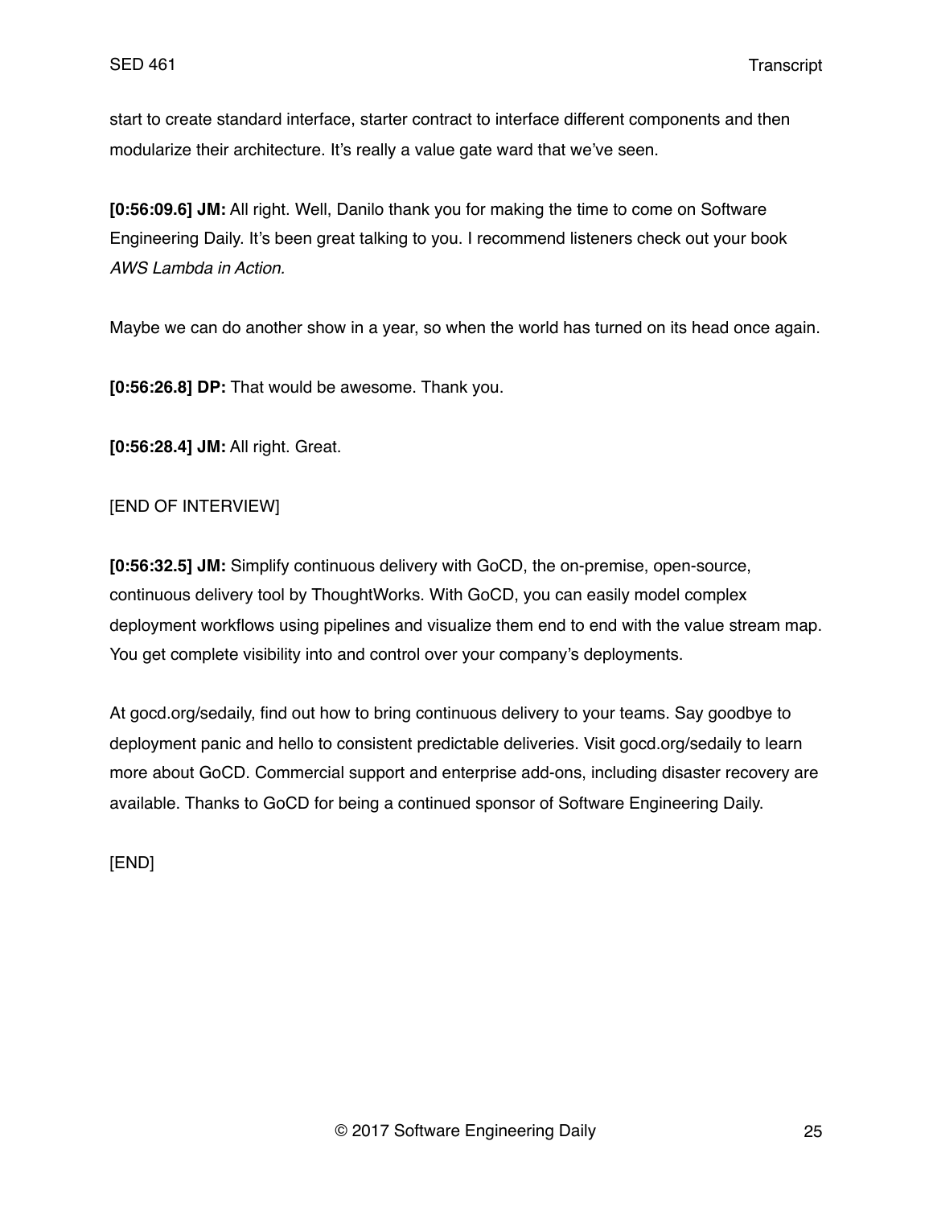start to create standard interface, starter contract to interface different components and then modularize their architecture. It's really a value gate ward that we've seen.

**[0:56:09.6] JM:** All right. Well, Danilo thank you for making the time to come on Software Engineering Daily. It's been great talking to you. I recommend listeners check out your book *AWS Lambda in Action.*

Maybe we can do another show in a year, so when the world has turned on its head once again.

**[0:56:26.8] DP:** That would be awesome. Thank you.

**[0:56:28.4] JM:** All right. Great.

[END OF INTERVIEW]

**[0:56:32.5] JM:** Simplify continuous delivery with GoCD, the on-premise, open-source, continuous delivery tool by ThoughtWorks. With GoCD, you can easily model complex deployment workflows using pipelines and visualize them end to end with the value stream map. You get complete visibility into and control over your company's deployments.

At gocd.org/sedaily, find out how to bring continuous delivery to your teams. Say goodbye to deployment panic and hello to consistent predictable deliveries. Visit gocd.org/sedaily to learn more about GoCD. Commercial support and enterprise add-ons, including disaster recovery are available. Thanks to GoCD for being a continued sponsor of Software Engineering Daily.

[END]